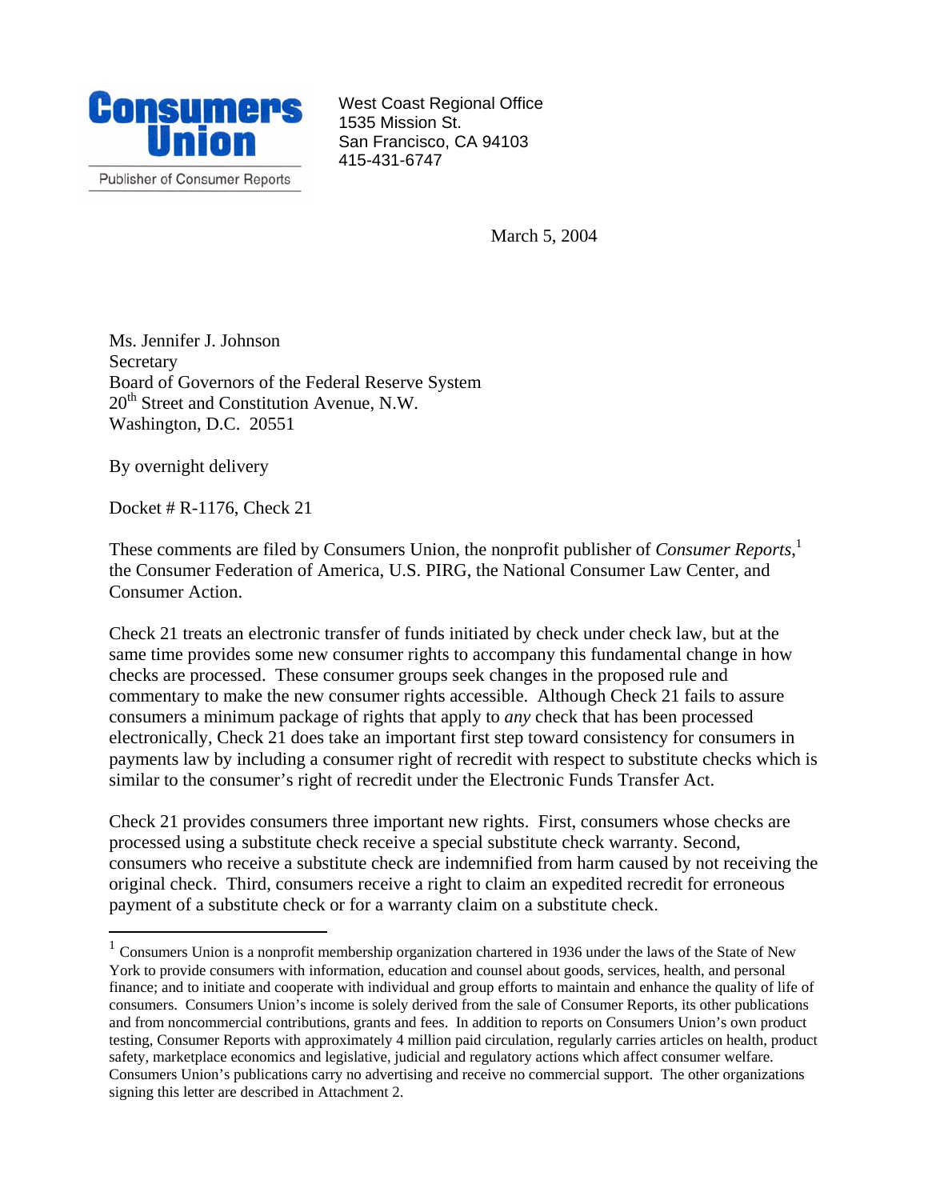**Consumers Union**

Publisher of Consumer Reports

West Coast Regional Office
1535 Mission St.
San Francisco, CA 94103
415-431-6747

March 5, 2004

Ms. Jennifer J. Johnson
Secretary
Board of Governors of the Federal Reserve System
20th Street and Constitution Avenue, N.W.
Washington, D.C. 20551

By overnight delivery

Docket # R-1176, Check 21

These comments are filed by Consumers Union, the nonprofit publisher of *Consumer Reports*,[1] the Consumer Federation of America, U.S. PIRG, the National Consumer Law Center, and Consumer Action.

Check 21 treats an electronic transfer of funds initiated by check under check law, but at the same time provides some new consumer rights to accompany this fundamental change in how checks are processed. These consumer groups seek changes in the proposed rule and commentary to make the new consumer rights accessible. Although Check 21 fails to assure consumers a minimum package of rights that apply to *any* check that has been processed electronically, Check 21 does take an important first step toward consistency for consumers in payments law by including a consumer right of recredit with respect to substitute checks which is similar to the consumer's right of recredit under the Electronic Funds Transfer Act.

Check 21 provides consumers three important new rights. First, consumers whose checks are processed using a substitute check receive a special substitute check warranty. Second, consumers who receive a substitute check are indemnified from harm caused by not receiving the original check. Third, consumers receive a right to claim an expedited recredit for erroneous payment of a substitute check or for a warranty claim on a substitute check.

---

[1] Consumers Union is a nonprofit membership organization chartered in 1936 under the laws of the State of New York to provide consumers with information, education and counsel about goods, services, health, and personal finance; and to initiate and cooperate with individual and group efforts to maintain and enhance the quality of life of consumers. Consumers Union's income is solely derived from the sale of Consumer Reports, its other publications and from noncommercial contributions, grants and fees. In addition to reports on Consumers Union's own product testing, Consumer Reports with approximately 4 million paid circulation, regularly carries articles on health, product safety, marketplace economics and legislative, judicial and regulatory actions which affect consumer welfare. Consumers Union's publications carry no advertising and receive no commercial support. The other organizations signing this letter are described in Attachment 2.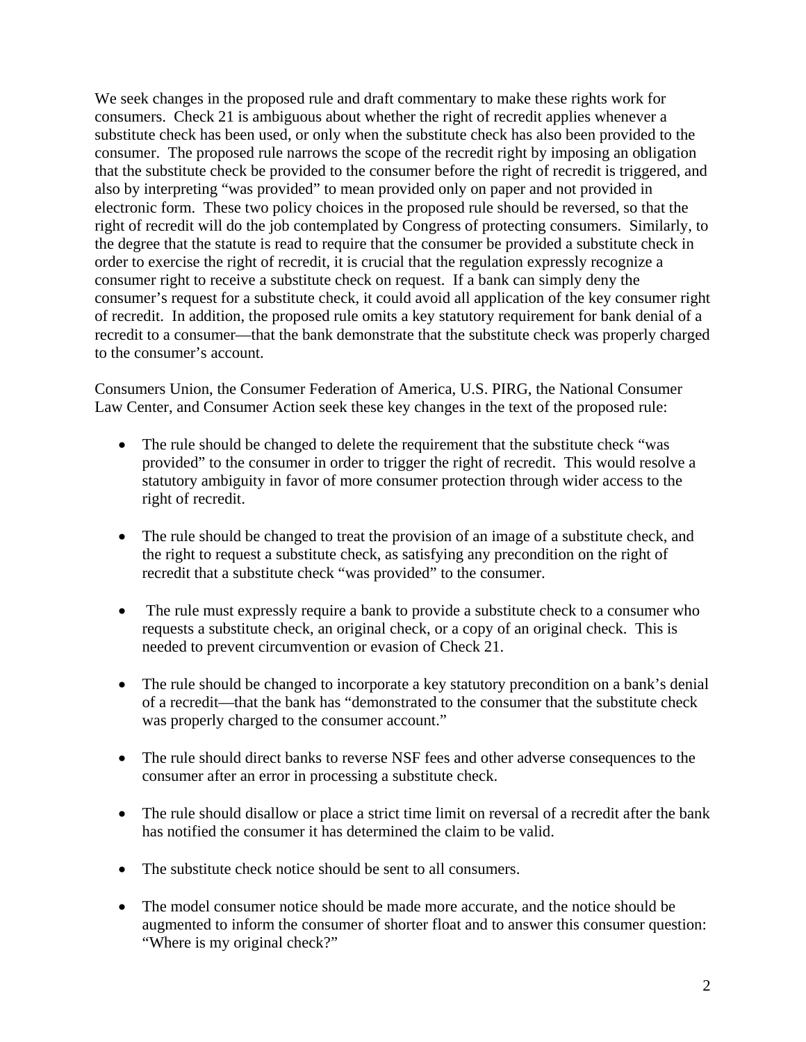We seek changes in the proposed rule and draft commentary to make these rights work for consumers. Check 21 is ambiguous about whether the right of recredit applies whenever a substitute check has been used, or only when the substitute check has also been provided to the consumer. The proposed rule narrows the scope of the recredit right by imposing an obligation that the substitute check be provided to the consumer before the right of recredit is triggered, and also by interpreting "was provided" to mean provided only on paper and not provided in electronic form. These two policy choices in the proposed rule should be reversed, so that the right of recredit will do the job contemplated by Congress of protecting consumers. Similarly, to the degree that the statute is read to require that the consumer be provided a substitute check in order to exercise the right of recredit, it is crucial that the regulation expressly recognize a consumer right to receive a substitute check on request. If a bank can simply deny the consumer's request for a substitute check, it could avoid all application of the key consumer right of recredit. In addition, the proposed rule omits a key statutory requirement for bank denial of a recredit to a consumer—that the bank demonstrate that the substitute check was properly charged to the consumer's account.

Consumers Union, the Consumer Federation of America, U.S. PIRG, the National Consumer Law Center, and Consumer Action seek these key changes in the text of the proposed rule:

- The rule should be changed to delete the requirement that the substitute check "was provided" to the consumer in order to trigger the right of recredit. This would resolve a statutory ambiguity in favor of more consumer protection through wider access to the right of recredit.

- The rule should be changed to treat the provision of an image of a substitute check, and the right to request a substitute check, as satisfying any precondition on the right of recredit that a substitute check "was provided" to the consumer.

- The rule must expressly require a bank to provide a substitute check to a consumer who requests a substitute check, an original check, or a copy of an original check. This is needed to prevent circumvention or evasion of Check 21.

- The rule should be changed to incorporate a key statutory precondition on a bank's denial of a recredit—that the bank has "demonstrated to the consumer that the substitute check was properly charged to the consumer account."

- The rule should direct banks to reverse NSF fees and other adverse consequences to the consumer after an error in processing a substitute check.

- The rule should disallow or place a strict time limit on reversal of a recredit after the bank has notified the consumer it has determined the claim to be valid.

- The substitute check notice should be sent to all consumers.

- The model consumer notice should be made more accurate, and the notice should be augmented to inform the consumer of shorter float and to answer this consumer question: "Where is my original check?"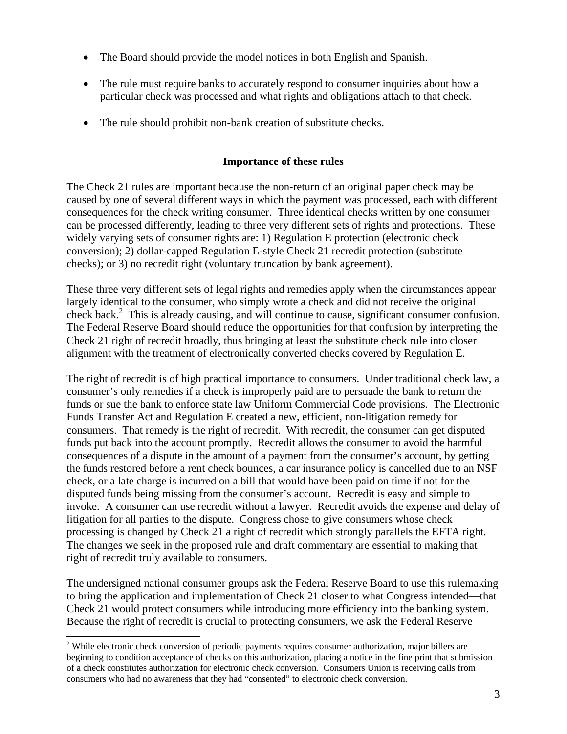- The Board should provide the model notices in both English and Spanish.
- The rule must require banks to accurately respond to consumer inquiries about how a particular check was processed and what rights and obligations attach to that check.
- The rule should prohibit non-bank creation of substitute checks.

**Importance of these rules**

The Check 21 rules are important because the non-return of an original paper check may be caused by one of several different ways in which the payment was processed, each with different consequences for the check writing consumer. Three identical checks written by one consumer can be processed differently, leading to three very different sets of rights and protections. These widely varying sets of consumer rights are: 1) Regulation E protection (electronic check conversion); 2) dollar-capped Regulation E-style Check 21 recredit protection (substitute checks); or 3) no recredit right (voluntary truncation by bank agreement).

These three very different sets of legal rights and remedies apply when the circumstances appear largely identical to the consumer, who simply wrote a check and did not receive the original check back.[2] This is already causing, and will continue to cause, significant consumer confusion. The Federal Reserve Board should reduce the opportunities for that confusion by interpreting the Check 21 right of recredit broadly, thus bringing at least the substitute check rule into closer alignment with the treatment of electronically converted checks covered by Regulation E.

The right of recredit is of high practical importance to consumers. Under traditional check law, a consumer's only remedies if a check is improperly paid are to persuade the bank to return the funds or sue the bank to enforce state law Uniform Commercial Code provisions. The Electronic Funds Transfer Act and Regulation E created a new, efficient, non-litigation remedy for consumers. That remedy is the right of recredit. With recredit, the consumer can get disputed funds put back into the account promptly. Recredit allows the consumer to avoid the harmful consequences of a dispute in the amount of a payment from the consumer's account, by getting the funds restored before a rent check bounces, a car insurance policy is cancelled due to an NSF check, or a late charge is incurred on a bill that would have been paid on time if not for the disputed funds being missing from the consumer's account. Recredit is easy and simple to invoke. A consumer can use recredit without a lawyer. Recredit avoids the expense and delay of litigation for all parties to the dispute. Congress chose to give consumers whose check processing is changed by Check 21 a right of recredit which strongly parallels the EFTA right. The changes we seek in the proposed rule and draft commentary are essential to making that right of recredit truly available to consumers.

The undersigned national consumer groups ask the Federal Reserve Board to use this rulemaking to bring the application and implementation of Check 21 closer to what Congress intended—that Check 21 would protect consumers while introducing more efficiency into the banking system. Because the right of recredit is crucial to protecting consumers, we ask the Federal Reserve

[2] While electronic check conversion of periodic payments requires consumer authorization, major billers are beginning to condition acceptance of checks on this authorization, placing a notice in the fine print that submission of a check constitutes authorization for electronic check conversion. Consumers Union is receiving calls from consumers who had no awareness that they had "consented" to electronic check conversion.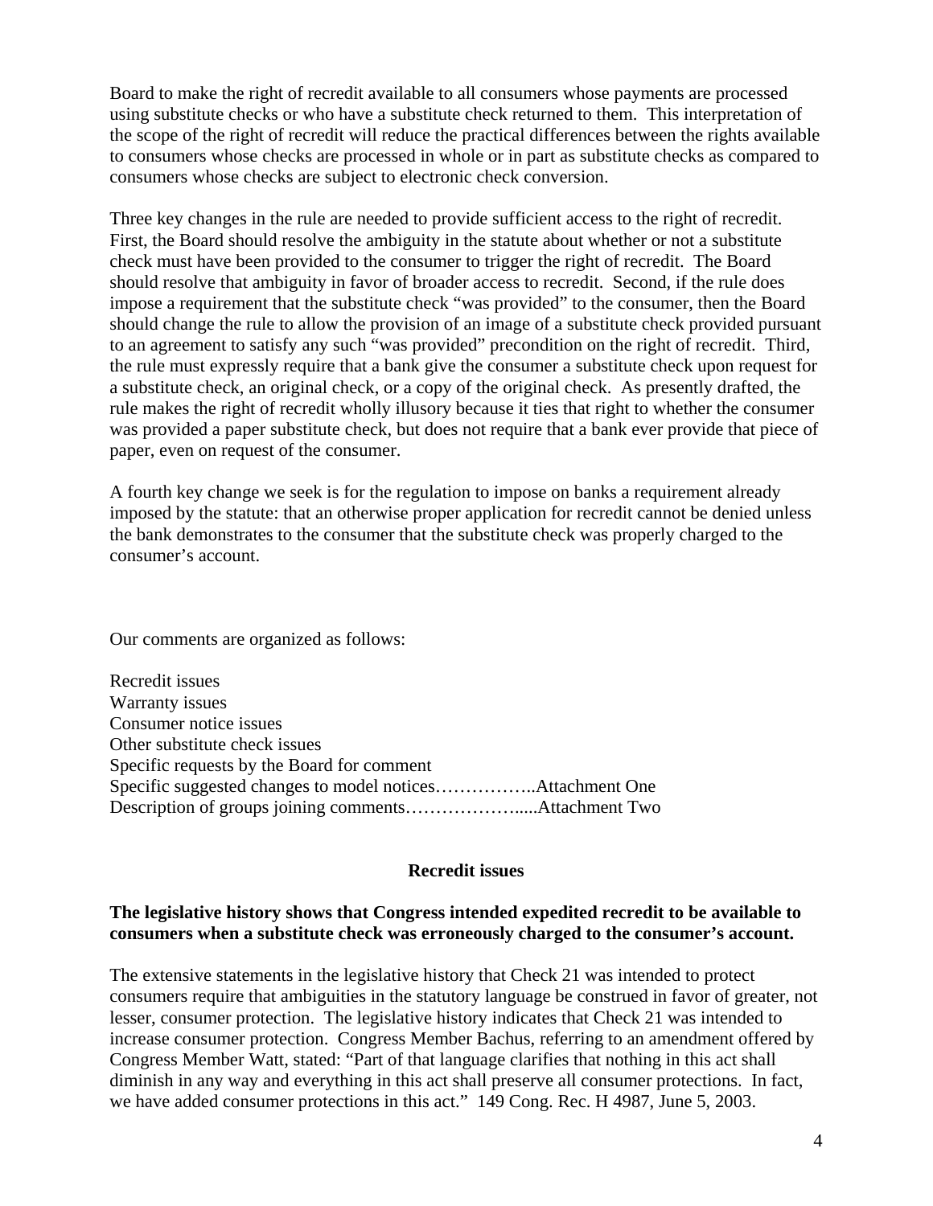Board to make the right of recredit available to all consumers whose payments are processed using substitute checks or who have a substitute check returned to them. This interpretation of the scope of the right of recredit will reduce the practical differences between the rights available to consumers whose checks are processed in whole or in part as substitute checks as compared to consumers whose checks are subject to electronic check conversion.

Three key changes in the rule are needed to provide sufficient access to the right of recredit. First, the Board should resolve the ambiguity in the statute about whether or not a substitute check must have been provided to the consumer to trigger the right of recredit. The Board should resolve that ambiguity in favor of broader access to recredit. Second, if the rule does impose a requirement that the substitute check "was provided" to the consumer, then the Board should change the rule to allow the provision of an image of a substitute check provided pursuant to an agreement to satisfy any such "was provided" precondition on the right of recredit. Third, the rule must expressly require that a bank give the consumer a substitute check upon request for a substitute check, an original check, or a copy of the original check. As presently drafted, the rule makes the right of recredit wholly illusory because it ties that right to whether the consumer was provided a paper substitute check, but does not require that a bank ever provide that piece of paper, even on request of the consumer.

A fourth key change we seek is for the regulation to impose on banks a requirement already imposed by the statute: that an otherwise proper application for recredit cannot be denied unless the bank demonstrates to the consumer that the substitute check was properly charged to the consumer's account.

Our comments are organized as follows:

Recredit issues
Warranty issues
Consumer notice issues
Other substitute check issues
Specific requests by the Board for comment
Specific suggested changes to model notices……………..Attachment One
Description of groups joining comments………………….....Attachment Two

**Recredit issues**

**The legislative history shows that Congress intended expedited recredit to be available to consumers when a substitute check was erroneously charged to the consumer's account.**

The extensive statements in the legislative history that Check 21 was intended to protect consumers require that ambiguities in the statutory language be construed in favor of greater, not lesser, consumer protection. The legislative history indicates that Check 21 was intended to increase consumer protection. Congress Member Bachus, referring to an amendment offered by Congress Member Watt, stated: "Part of that language clarifies that nothing in this act shall diminish in any way and everything in this act shall preserve all consumer protections. In fact, we have added consumer protections in this act." 149 Cong. Rec. H 4987, June 5, 2003.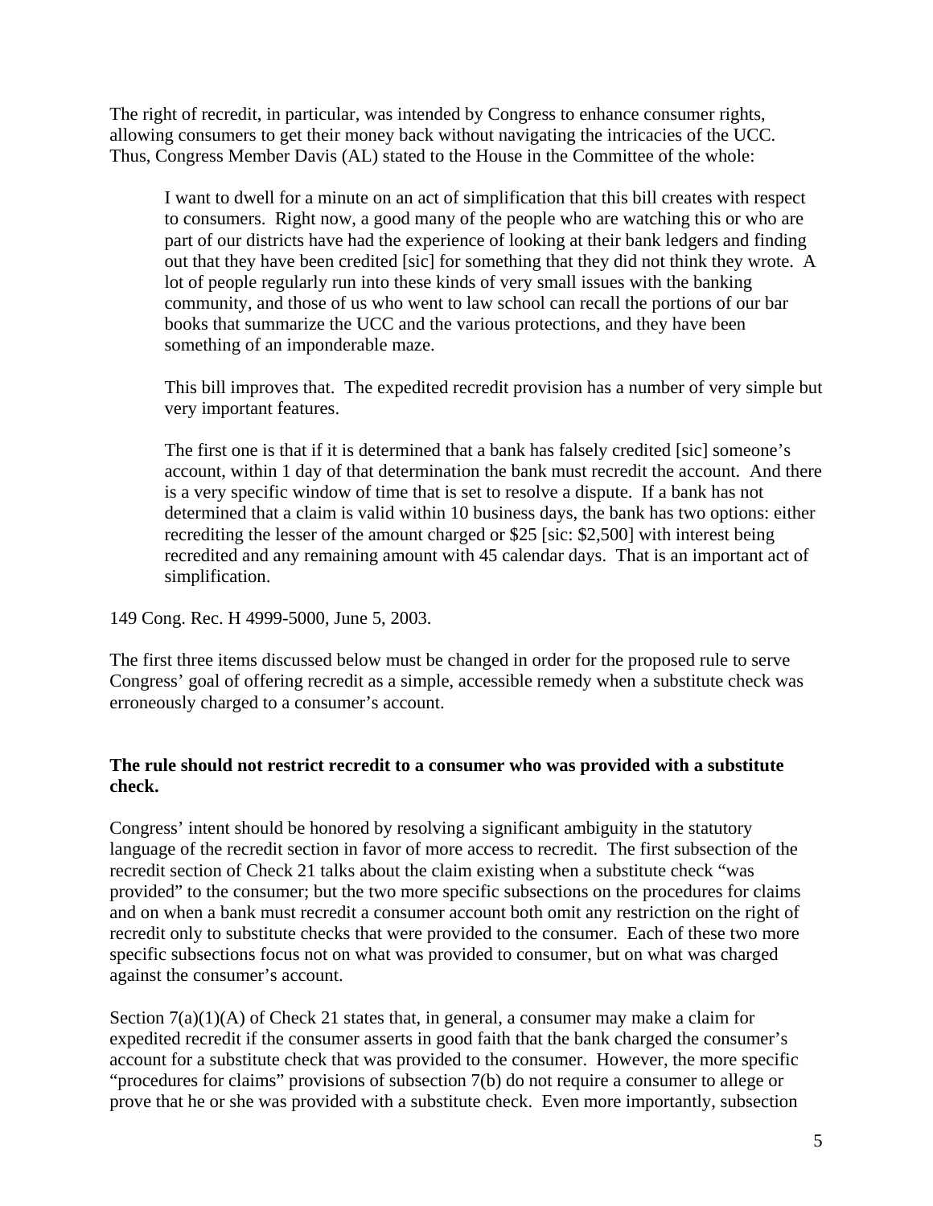The right of recredit, in particular, was intended by Congress to enhance consumer rights, allowing consumers to get their money back without navigating the intricacies of the UCC. Thus, Congress Member Davis (AL) stated to the House in the Committee of the whole:

> I want to dwell for a minute on an act of simplification that this bill creates with respect to consumers. Right now, a good many of the people who are watching this or who are part of our districts have had the experience of looking at their bank ledgers and finding out that they have been credited [sic] for something that they did not think they wrote. A lot of people regularly run into these kinds of very small issues with the banking community, and those of us who went to law school can recall the portions of our bar books that summarize the UCC and the various protections, and they have been something of an imponderable maze.
>
> This bill improves that. The expedited recredit provision has a number of very simple but very important features.
>
> The first one is that if it is determined that a bank has falsely credited [sic] someone's account, within 1 day of that determination the bank must recredit the account. And there is a very specific window of time that is set to resolve a dispute. If a bank has not determined that a claim is valid within 10 business days, the bank has two options: either recrediting the lesser of the amount charged or $25 [sic: $2,500] with interest being recredited and any remaining amount with 45 calendar days. That is an important act of simplification.

149 Cong. Rec. H 4999-5000, June 5, 2003.

The first three items discussed below must be changed in order for the proposed rule to serve Congress' goal of offering recredit as a simple, accessible remedy when a substitute check was erroneously charged to a consumer's account.

**The rule should not restrict recredit to a consumer who was provided with a substitute check.**

Congress' intent should be honored by resolving a significant ambiguity in the statutory language of the recredit section in favor of more access to recredit. The first subsection of the recredit section of Check 21 talks about the claim existing when a substitute check "was provided" to the consumer; but the two more specific subsections on the procedures for claims and on when a bank must recredit a consumer account both omit any restriction on the right of recredit only to substitute checks that were provided to the consumer. Each of these two more specific subsections focus not on what was provided to consumer, but on what was charged against the consumer's account.

Section 7(a)(1)(A) of Check 21 states that, in general, a consumer may make a claim for expedited recredit if the consumer asserts in good faith that the bank charged the consumer's account for a substitute check that was provided to the consumer. However, the more specific "procedures for claims" provisions of subsection 7(b) do not require a consumer to allege or prove that he or she was provided with a substitute check. Even more importantly, subsection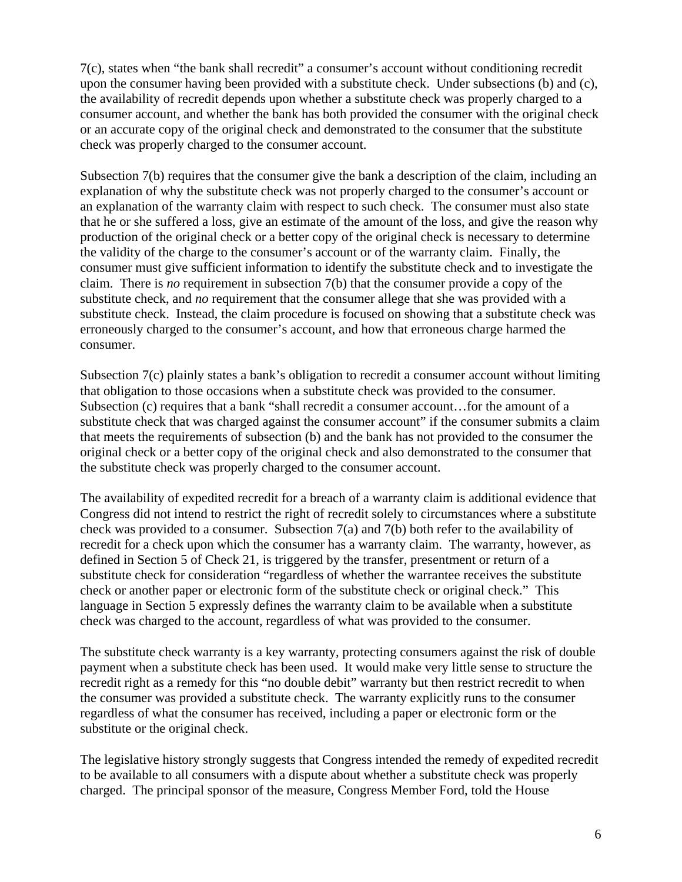7(c), states when "the bank shall recredit" a consumer's account without conditioning recredit upon the consumer having been provided with a substitute check. Under subsections (b) and (c), the availability of recredit depends upon whether a substitute check was properly charged to a consumer account, and whether the bank has both provided the consumer with the original check or an accurate copy of the original check and demonstrated to the consumer that the substitute check was properly charged to the consumer account.

Subsection 7(b) requires that the consumer give the bank a description of the claim, including an explanation of why the substitute check was not properly charged to the consumer's account or an explanation of the warranty claim with respect to such check. The consumer must also state that he or she suffered a loss, give an estimate of the amount of the loss, and give the reason why production of the original check or a better copy of the original check is necessary to determine the validity of the charge to the consumer's account or of the warranty claim. Finally, the consumer must give sufficient information to identify the substitute check and to investigate the claim. There is *no* requirement in subsection 7(b) that the consumer provide a copy of the substitute check, and *no* requirement that the consumer allege that she was provided with a substitute check. Instead, the claim procedure is focused on showing that a substitute check was erroneously charged to the consumer's account, and how that erroneous charge harmed the consumer.

Subsection 7(c) plainly states a bank's obligation to recredit a consumer account without limiting that obligation to those occasions when a substitute check was provided to the consumer. Subsection (c) requires that a bank "shall recredit a consumer account…for the amount of a substitute check that was charged against the consumer account" if the consumer submits a claim that meets the requirements of subsection (b) and the bank has not provided to the consumer the original check or a better copy of the original check and also demonstrated to the consumer that the substitute check was properly charged to the consumer account.

The availability of expedited recredit for a breach of a warranty claim is additional evidence that Congress did not intend to restrict the right of recredit solely to circumstances where a substitute check was provided to a consumer. Subsection 7(a) and 7(b) both refer to the availability of recredit for a check upon which the consumer has a warranty claim. The warranty, however, as defined in Section 5 of Check 21, is triggered by the transfer, presentment or return of a substitute check for consideration "regardless of whether the warrantee receives the substitute check or another paper or electronic form of the substitute check or original check." This language in Section 5 expressly defines the warranty claim to be available when a substitute check was charged to the account, regardless of what was provided to the consumer.

The substitute check warranty is a key warranty, protecting consumers against the risk of double payment when a substitute check has been used. It would make very little sense to structure the recredit right as a remedy for this "no double debit" warranty but then restrict recredit to when the consumer was provided a substitute check. The warranty explicitly runs to the consumer regardless of what the consumer has received, including a paper or electronic form or the substitute or the original check.

The legislative history strongly suggests that Congress intended the remedy of expedited recredit to be available to all consumers with a dispute about whether a substitute check was properly charged. The principal sponsor of the measure, Congress Member Ford, told the House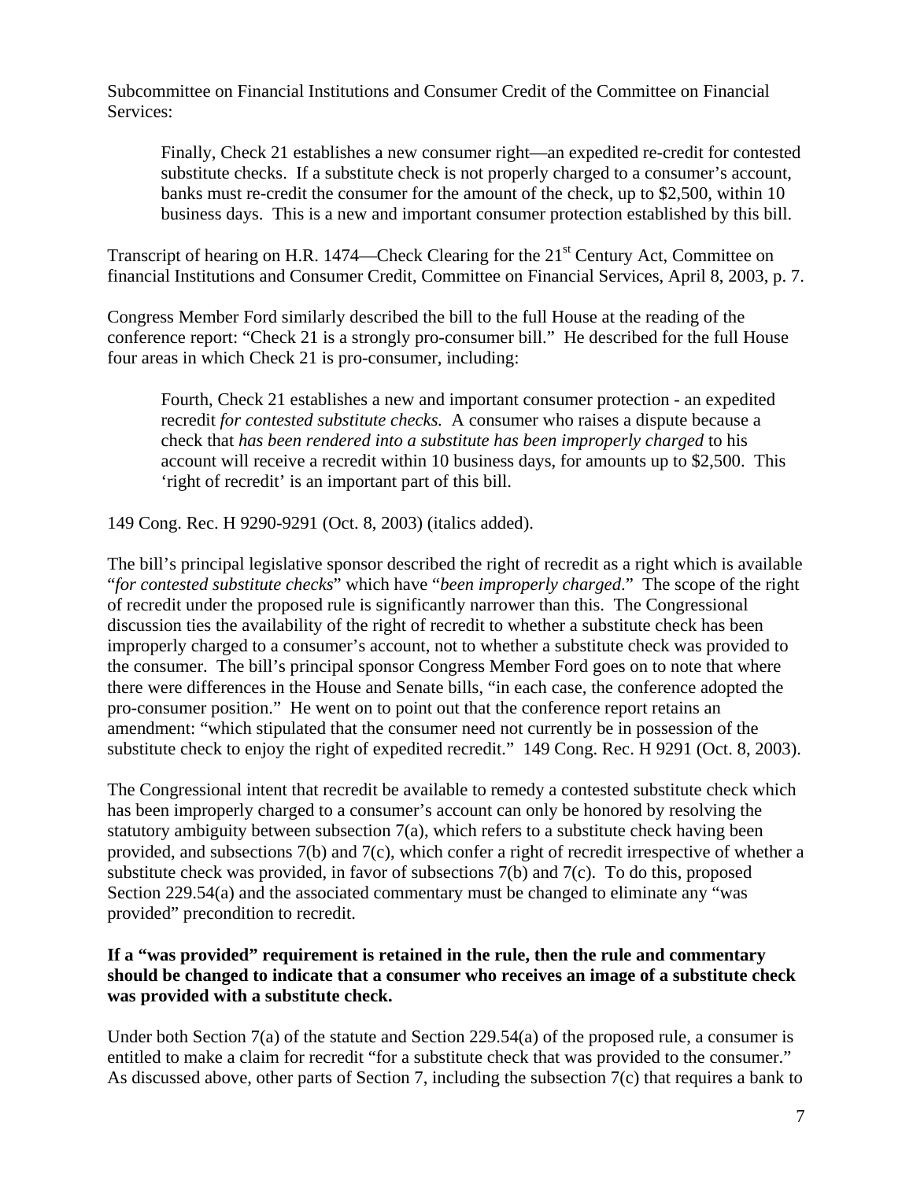Subcommittee on Financial Institutions and Consumer Credit of the Committee on Financial Services:

> Finally, Check 21 establishes a new consumer right—an expedited re-credit for contested substitute checks. If a substitute check is not properly charged to a consumer's account, banks must re-credit the consumer for the amount of the check, up to $2,500, within 10 business days. This is a new and important consumer protection established by this bill.

Transcript of hearing on H.R. 1474—Check Clearing for the 21st Century Act, Committee on financial Institutions and Consumer Credit, Committee on Financial Services, April 8, 2003, p. 7.

Congress Member Ford similarly described the bill to the full House at the reading of the conference report: "Check 21 is a strongly pro-consumer bill." He described for the full House four areas in which Check 21 is pro-consumer, including:

> Fourth, Check 21 establishes a new and important consumer protection - an expedited recredit *for contested substitute checks.* A consumer who raises a dispute because a check that *has been rendered into a substitute has been improperly charged* to his account will receive a recredit within 10 business days, for amounts up to $2,500. This 'right of recredit' is an important part of this bill.

149 Cong. Rec. H 9290-9291 (Oct. 8, 2003) (italics added).

The bill's principal legislative sponsor described the right of recredit as a right which is available "*for contested substitute checks*" which have "*been improperly charged*." The scope of the right of recredit under the proposed rule is significantly narrower than this. The Congressional discussion ties the availability of the right of recredit to whether a substitute check has been improperly charged to a consumer's account, not to whether a substitute check was provided to the consumer. The bill's principal sponsor Congress Member Ford goes on to note that where there were differences in the House and Senate bills, "in each case, the conference adopted the pro-consumer position." He went on to point out that the conference report retains an amendment: "which stipulated that the consumer need not currently be in possession of the substitute check to enjoy the right of expedited recredit." 149 Cong. Rec. H 9291 (Oct. 8, 2003).

The Congressional intent that recredit be available to remedy a contested substitute check which has been improperly charged to a consumer's account can only be honored by resolving the statutory ambiguity between subsection 7(a), which refers to a substitute check having been provided, and subsections 7(b) and 7(c), which confer a right of recredit irrespective of whether a substitute check was provided, in favor of subsections 7(b) and 7(c). To do this, proposed Section 229.54(a) and the associated commentary must be changed to eliminate any "was provided" precondition to recredit.

**If a "was provided" requirement is retained in the rule, then the rule and commentary should be changed to indicate that a consumer who receives an image of a substitute check was provided with a substitute check.**

Under both Section 7(a) of the statute and Section 229.54(a) of the proposed rule, a consumer is entitled to make a claim for recredit "for a substitute check that was provided to the consumer." As discussed above, other parts of Section 7, including the subsection 7(c) that requires a bank to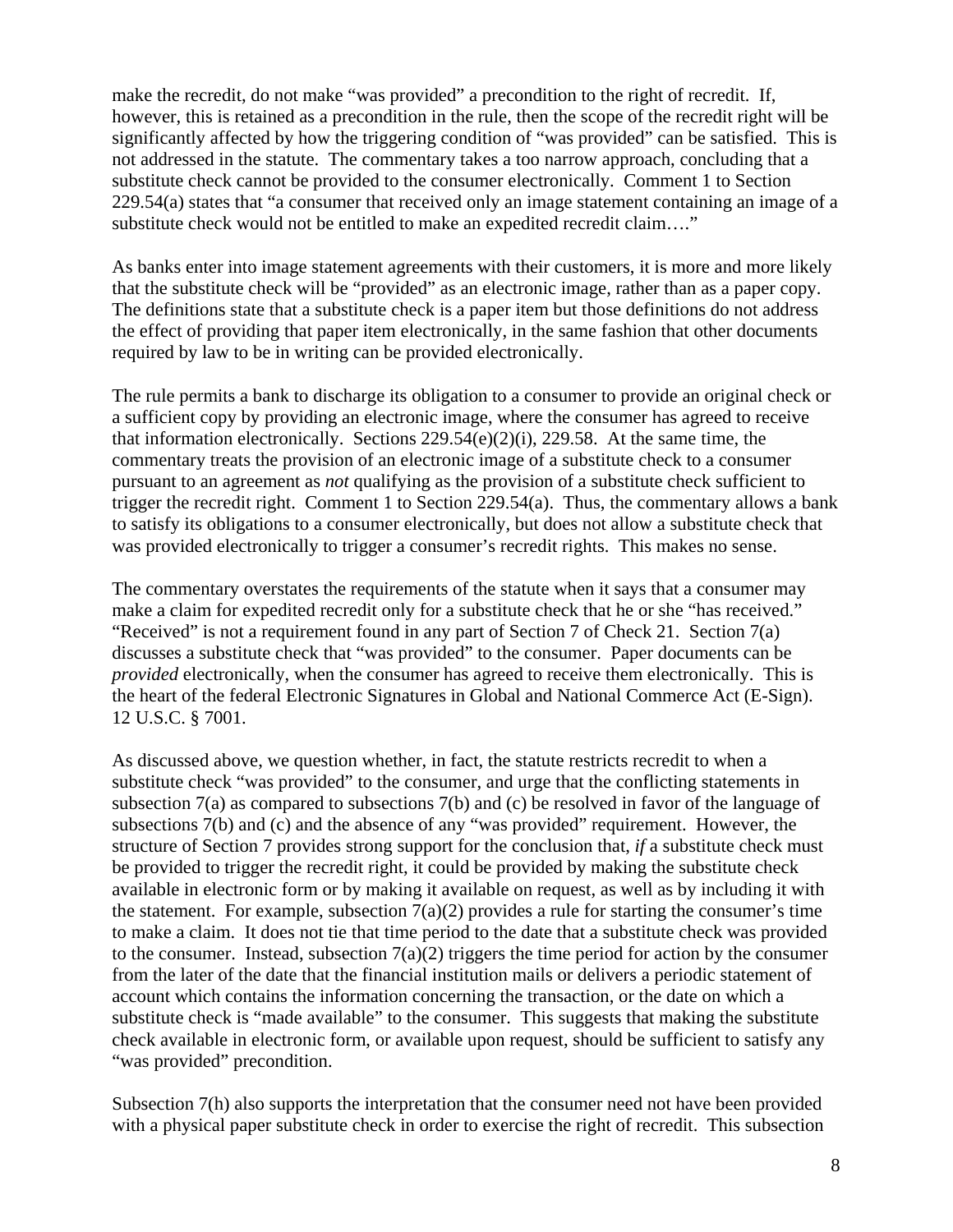make the recredit, do not make "was provided" a precondition to the right of recredit. If, however, this is retained as a precondition in the rule, then the scope of the recredit right will be significantly affected by how the triggering condition of "was provided" can be satisfied. This is not addressed in the statute. The commentary takes a too narrow approach, concluding that a substitute check cannot be provided to the consumer electronically. Comment 1 to Section 229.54(a) states that "a consumer that received only an image statement containing an image of a substitute check would not be entitled to make an expedited recredit claim…."

As banks enter into image statement agreements with their customers, it is more and more likely that the substitute check will be "provided" as an electronic image, rather than as a paper copy. The definitions state that a substitute check is a paper item but those definitions do not address the effect of providing that paper item electronically, in the same fashion that other documents required by law to be in writing can be provided electronically.

The rule permits a bank to discharge its obligation to a consumer to provide an original check or a sufficient copy by providing an electronic image, where the consumer has agreed to receive that information electronically. Sections 229.54(e)(2)(i), 229.58. At the same time, the commentary treats the provision of an electronic image of a substitute check to a consumer pursuant to an agreement as *not* qualifying as the provision of a substitute check sufficient to trigger the recredit right. Comment 1 to Section 229.54(a). Thus, the commentary allows a bank to satisfy its obligations to a consumer electronically, but does not allow a substitute check that was provided electronically to trigger a consumer's recredit rights. This makes no sense.

The commentary overstates the requirements of the statute when it says that a consumer may make a claim for expedited recredit only for a substitute check that he or she "has received." "Received" is not a requirement found in any part of Section 7 of Check 21. Section 7(a) discusses a substitute check that "was provided" to the consumer. Paper documents can be *provided* electronically, when the consumer has agreed to receive them electronically. This is the heart of the federal Electronic Signatures in Global and National Commerce Act (E-Sign). 12 U.S.C. § 7001.

As discussed above, we question whether, in fact, the statute restricts recredit to when a substitute check "was provided" to the consumer, and urge that the conflicting statements in subsection 7(a) as compared to subsections 7(b) and (c) be resolved in favor of the language of subsections 7(b) and (c) and the absence of any "was provided" requirement. However, the structure of Section 7 provides strong support for the conclusion that, *if* a substitute check must be provided to trigger the recredit right, it could be provided by making the substitute check available in electronic form or by making it available on request, as well as by including it with the statement. For example, subsection 7(a)(2) provides a rule for starting the consumer's time to make a claim. It does not tie that time period to the date that a substitute check was provided to the consumer. Instead, subsection 7(a)(2) triggers the time period for action by the consumer from the later of the date that the financial institution mails or delivers a periodic statement of account which contains the information concerning the transaction, or the date on which a substitute check is "made available" to the consumer. This suggests that making the substitute check available in electronic form, or available upon request, should be sufficient to satisfy any "was provided" precondition.

Subsection 7(h) also supports the interpretation that the consumer need not have been provided with a physical paper substitute check in order to exercise the right of recredit. This subsection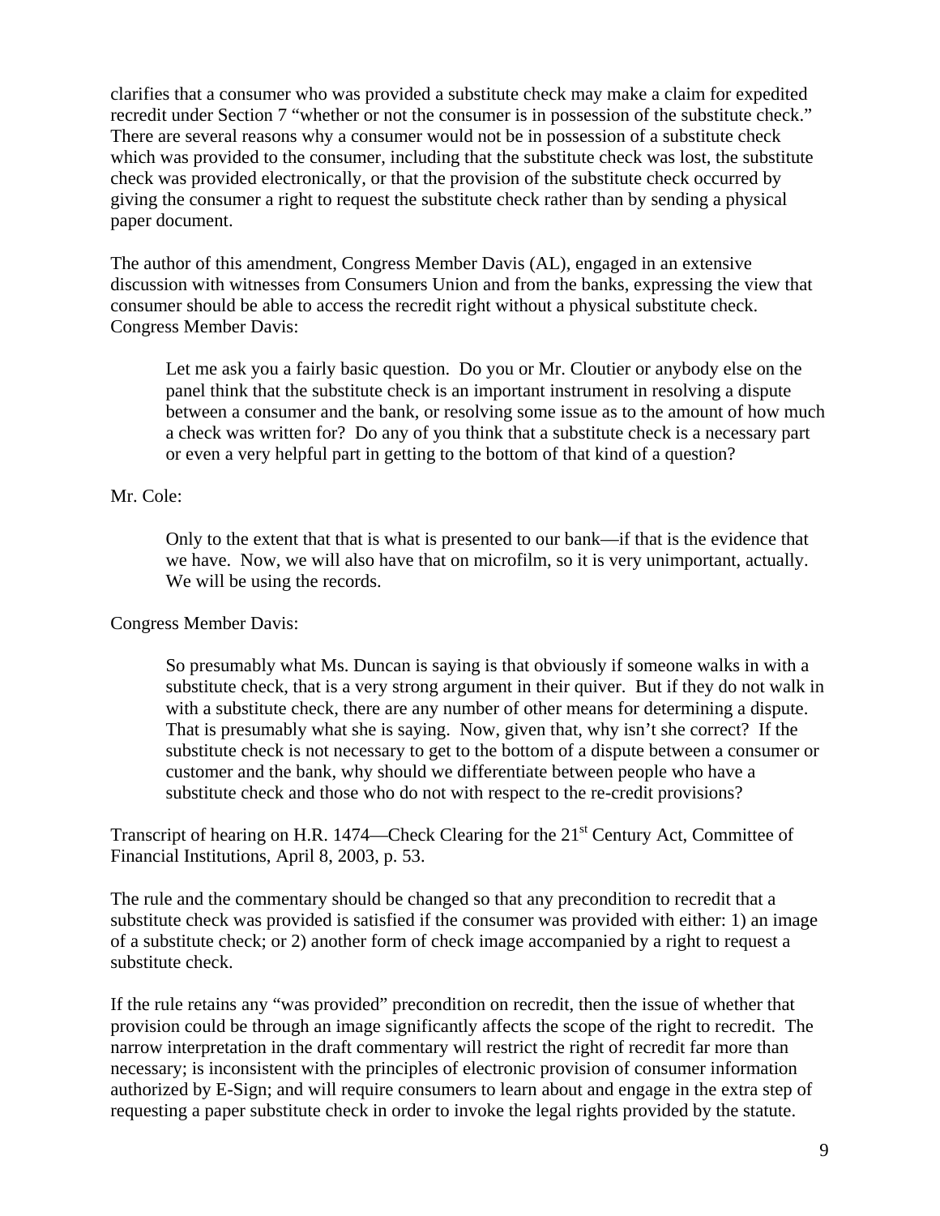clarifies that a consumer who was provided a substitute check may make a claim for expedited recredit under Section 7 "whether or not the consumer is in possession of the substitute check." There are several reasons why a consumer would not be in possession of a substitute check which was provided to the consumer, including that the substitute check was lost, the substitute check was provided electronically, or that the provision of the substitute check occurred by giving the consumer a right to request the substitute check rather than by sending a physical paper document.

The author of this amendment, Congress Member Davis (AL), engaged in an extensive discussion with witnesses from Consumers Union and from the banks, expressing the view that consumer should be able to access the recredit right without a physical substitute check. Congress Member Davis:

> Let me ask you a fairly basic question. Do you or Mr. Cloutier or anybody else on the panel think that the substitute check is an important instrument in resolving a dispute between a consumer and the bank, or resolving some issue as to the amount of how much a check was written for? Do any of you think that a substitute check is a necessary part or even a very helpful part in getting to the bottom of that kind of a question?

Mr. Cole:

> Only to the extent that that is what is presented to our bank—if that is the evidence that we have. Now, we will also have that on microfilm, so it is very unimportant, actually. We will be using the records.

Congress Member Davis:

> So presumably what Ms. Duncan is saying is that obviously if someone walks in with a substitute check, that is a very strong argument in their quiver. But if they do not walk in with a substitute check, there are any number of other means for determining a dispute. That is presumably what she is saying. Now, given that, why isn't she correct? If the substitute check is not necessary to get to the bottom of a dispute between a consumer or customer and the bank, why should we differentiate between people who have a substitute check and those who do not with respect to the re-credit provisions?

Transcript of hearing on H.R. 1474—Check Clearing for the 21st Century Act, Committee of Financial Institutions, April 8, 2003, p. 53.

The rule and the commentary should be changed so that any precondition to recredit that a substitute check was provided is satisfied if the consumer was provided with either: 1) an image of a substitute check; or 2) another form of check image accompanied by a right to request a substitute check.

If the rule retains any "was provided" precondition on recredit, then the issue of whether that provision could be through an image significantly affects the scope of the right to recredit. The narrow interpretation in the draft commentary will restrict the right of recredit far more than necessary; is inconsistent with the principles of electronic provision of consumer information authorized by E-Sign; and will require consumers to learn about and engage in the extra step of requesting a paper substitute check in order to invoke the legal rights provided by the statute.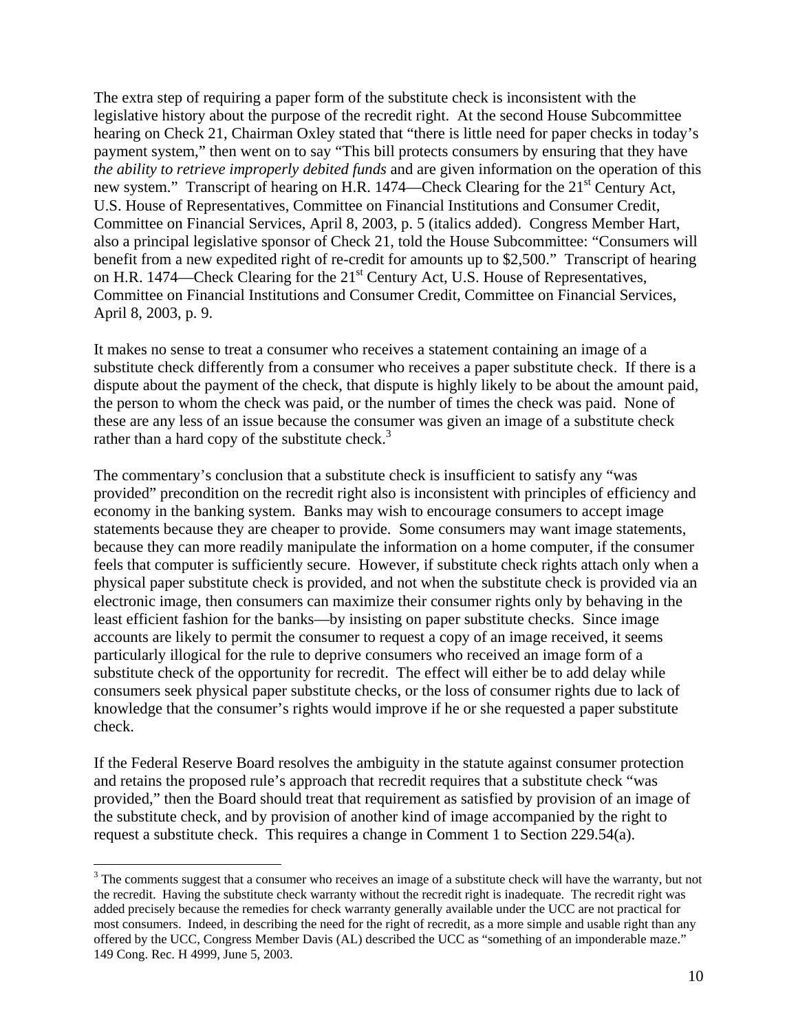The extra step of requiring a paper form of the substitute check is inconsistent with the legislative history about the purpose of the recredit right. At the second House Subcommittee hearing on Check 21, Chairman Oxley stated that "there is little need for paper checks in today's payment system," then went on to say "This bill protects consumers by ensuring that they have *the ability to retrieve improperly debited funds* and are given information on the operation of this new system." Transcript of hearing on H.R. 1474—Check Clearing for the 21st Century Act, U.S. House of Representatives, Committee on Financial Institutions and Consumer Credit, Committee on Financial Services, April 8, 2003, p. 5 (italics added). Congress Member Hart, also a principal legislative sponsor of Check 21, told the House Subcommittee: "Consumers will benefit from a new expedited right of re-credit for amounts up to $2,500." Transcript of hearing on H.R. 1474—Check Clearing for the 21st Century Act, U.S. House of Representatives, Committee on Financial Institutions and Consumer Credit, Committee on Financial Services, April 8, 2003, p. 9.

It makes no sense to treat a consumer who receives a statement containing an image of a substitute check differently from a consumer who receives a paper substitute check. If there is a dispute about the payment of the check, that dispute is highly likely to be about the amount paid, the person to whom the check was paid, or the number of times the check was paid. None of these are any less of an issue because the consumer was given an image of a substitute check rather than a hard copy of the substitute check.[3]

The commentary's conclusion that a substitute check is insufficient to satisfy any "was provided" precondition on the recredit right also is inconsistent with principles of efficiency and economy in the banking system. Banks may wish to encourage consumers to accept image statements because they are cheaper to provide. Some consumers may want image statements, because they can more readily manipulate the information on a home computer, if the consumer feels that computer is sufficiently secure. However, if substitute check rights attach only when a physical paper substitute check is provided, and not when the substitute check is provided via an electronic image, then consumers can maximize their consumer rights only by behaving in the least efficient fashion for the banks—by insisting on paper substitute checks. Since image accounts are likely to permit the consumer to request a copy of an image received, it seems particularly illogical for the rule to deprive consumers who received an image form of a substitute check of the opportunity for recredit. The effect will either be to add delay while consumers seek physical paper substitute checks, or the loss of consumer rights due to lack of knowledge that the consumer's rights would improve if he or she requested a paper substitute check.

If the Federal Reserve Board resolves the ambiguity in the statute against consumer protection and retains the proposed rule's approach that recredit requires that a substitute check "was provided," then the Board should treat that requirement as satisfied by provision of an image of the substitute check, and by provision of another kind of image accompanied by the right to request a substitute check. This requires a change in Comment 1 to Section 229.54(a).

[3] The comments suggest that a consumer who receives an image of a substitute check will have the warranty, but not the recredit. Having the substitute check warranty without the recredit right is inadequate. The recredit right was added precisely because the remedies for check warranty generally available under the UCC are not practical for most consumers. Indeed, in describing the need for the right of recredit, as a more simple and usable right than any offered by the UCC, Congress Member Davis (AL) described the UCC as "something of an imponderable maze." 149 Cong. Rec. H 4999, June 5, 2003.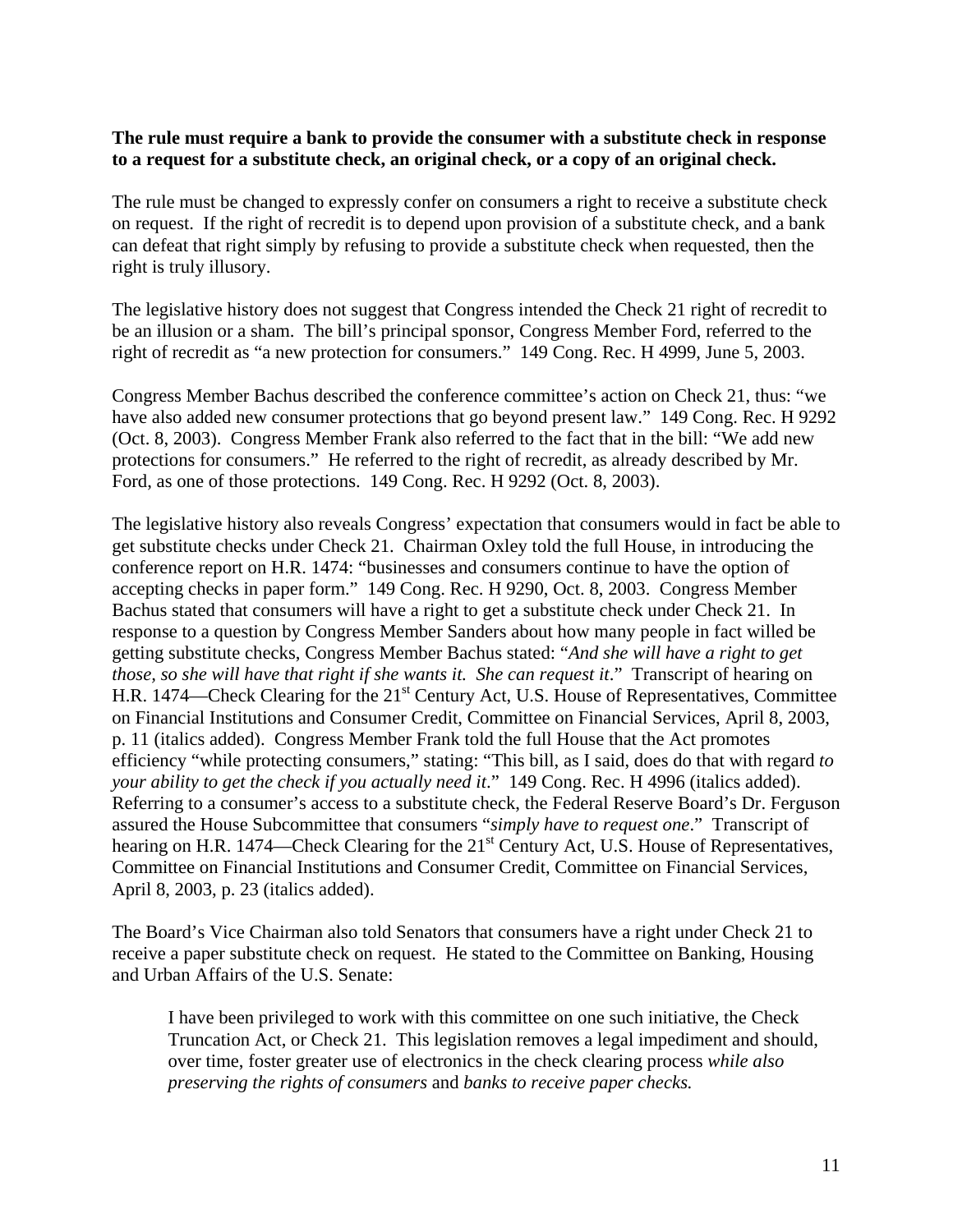**The rule must require a bank to provide the consumer with a substitute check in response to a request for a substitute check, an original check, or a copy of an original check.**

The rule must be changed to expressly confer on consumers a right to receive a substitute check on request. If the right of recredit is to depend upon provision of a substitute check, and a bank can defeat that right simply by refusing to provide a substitute check when requested, then the right is truly illusory.

The legislative history does not suggest that Congress intended the Check 21 right of recredit to be an illusion or a sham. The bill's principal sponsor, Congress Member Ford, referred to the right of recredit as "a new protection for consumers." 149 Cong. Rec. H 4999, June 5, 2003.

Congress Member Bachus described the conference committee's action on Check 21, thus: "we have also added new consumer protections that go beyond present law." 149 Cong. Rec. H 9292 (Oct. 8, 2003). Congress Member Frank also referred to the fact that in the bill: "We add new protections for consumers." He referred to the right of recredit, as already described by Mr. Ford, as one of those protections. 149 Cong. Rec. H 9292 (Oct. 8, 2003).

The legislative history also reveals Congress' expectation that consumers would in fact be able to get substitute checks under Check 21. Chairman Oxley told the full House, in introducing the conference report on H.R. 1474: "businesses and consumers continue to have the option of accepting checks in paper form." 149 Cong. Rec. H 9290, Oct. 8, 2003. Congress Member Bachus stated that consumers will have a right to get a substitute check under Check 21. In response to a question by Congress Member Sanders about how many people in fact willed be getting substitute checks, Congress Member Bachus stated: "*And she will have a right to get those, so she will have that right if she wants it. She can request it*." Transcript of hearing on H.R. 1474—Check Clearing for the 21st Century Act, U.S. House of Representatives, Committee on Financial Institutions and Consumer Credit, Committee on Financial Services, April 8, 2003, p. 11 (italics added). Congress Member Frank told the full House that the Act promotes efficiency "while protecting consumers," stating: "This bill, as I said, does do that with regard *to your ability to get the check if you actually need it*." 149 Cong. Rec. H 4996 (italics added). Referring to a consumer's access to a substitute check, the Federal Reserve Board's Dr. Ferguson assured the House Subcommittee that consumers "*simply have to request one*." Transcript of hearing on H.R. 1474—Check Clearing for the 21st Century Act, U.S. House of Representatives, Committee on Financial Institutions and Consumer Credit, Committee on Financial Services, April 8, 2003, p. 23 (italics added).

The Board's Vice Chairman also told Senators that consumers have a right under Check 21 to receive a paper substitute check on request. He stated to the Committee on Banking, Housing and Urban Affairs of the U.S. Senate:

> I have been privileged to work with this committee on one such initiative, the Check Truncation Act, or Check 21. This legislation removes a legal impediment and should, over time, foster greater use of electronics in the check clearing process *while also preserving the rights of consumers* and *banks to receive paper checks.*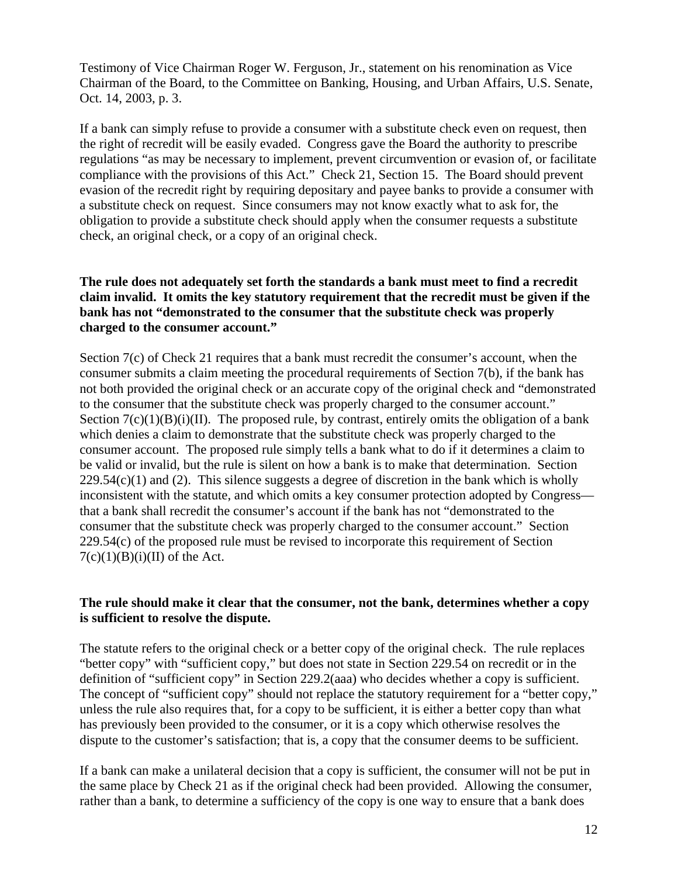Testimony of Vice Chairman Roger W. Ferguson, Jr., statement on his renomination as Vice Chairman of the Board, to the Committee on Banking, Housing, and Urban Affairs, U.S. Senate, Oct. 14, 2003, p. 3.

If a bank can simply refuse to provide a consumer with a substitute check even on request, then the right of recredit will be easily evaded. Congress gave the Board the authority to prescribe regulations "as may be necessary to implement, prevent circumvention or evasion of, or facilitate compliance with the provisions of this Act." Check 21, Section 15. The Board should prevent evasion of the recredit right by requiring depositary and payee banks to provide a consumer with a substitute check on request. Since consumers may not know exactly what to ask for, the obligation to provide a substitute check should apply when the consumer requests a substitute check, an original check, or a copy of an original check.

**The rule does not adequately set forth the standards a bank must meet to find a recredit claim invalid. It omits the key statutory requirement that the recredit must be given if the bank has not "demonstrated to the consumer that the substitute check was properly charged to the consumer account."**

Section 7(c) of Check 21 requires that a bank must recredit the consumer's account, when the consumer submits a claim meeting the procedural requirements of Section 7(b), if the bank has not both provided the original check or an accurate copy of the original check and "demonstrated to the consumer that the substitute check was properly charged to the consumer account." Section 7(c)(1)(B)(i)(II). The proposed rule, by contrast, entirely omits the obligation of a bank which denies a claim to demonstrate that the substitute check was properly charged to the consumer account. The proposed rule simply tells a bank what to do if it determines a claim to be valid or invalid, but the rule is silent on how a bank is to make that determination. Section 229.54(c)(1) and (2). This silence suggests a degree of discretion in the bank which is wholly inconsistent with the statute, and which omits a key consumer protection adopted by Congress—that a bank shall recredit the consumer's account if the bank has not "demonstrated to the consumer that the substitute check was properly charged to the consumer account." Section 229.54(c) of the proposed rule must be revised to incorporate this requirement of Section 7(c)(1)(B)(i)(II) of the Act.

**The rule should make it clear that the consumer, not the bank, determines whether a copy is sufficient to resolve the dispute.**

The statute refers to the original check or a better copy of the original check. The rule replaces "better copy" with "sufficient copy," but does not state in Section 229.54 on recredit or in the definition of "sufficient copy" in Section 229.2(aaa) who decides whether a copy is sufficient. The concept of "sufficient copy" should not replace the statutory requirement for a "better copy," unless the rule also requires that, for a copy to be sufficient, it is either a better copy than what has previously been provided to the consumer, or it is a copy which otherwise resolves the dispute to the customer's satisfaction; that is, a copy that the consumer deems to be sufficient.

If a bank can make a unilateral decision that a copy is sufficient, the consumer will not be put in the same place by Check 21 as if the original check had been provided. Allowing the consumer, rather than a bank, to determine a sufficiency of the copy is one way to ensure that a bank does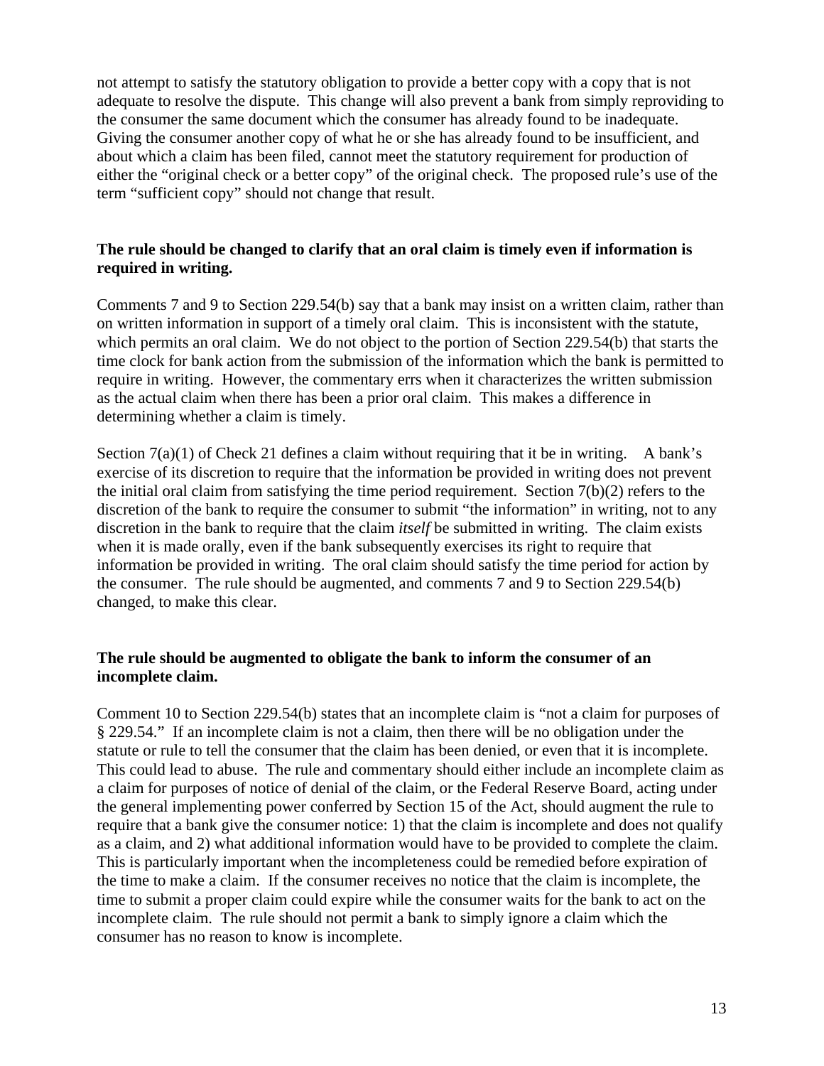not attempt to satisfy the statutory obligation to provide a better copy with a copy that is not adequate to resolve the dispute. This change will also prevent a bank from simply reproviding to the consumer the same document which the consumer has already found to be inadequate. Giving the consumer another copy of what he or she has already found to be insufficient, and about which a claim has been filed, cannot meet the statutory requirement for production of either the "original check or a better copy" of the original check. The proposed rule's use of the term "sufficient copy" should not change that result.

**The rule should be changed to clarify that an oral claim is timely even if information is required in writing.**

Comments 7 and 9 to Section 229.54(b) say that a bank may insist on a written claim, rather than on written information in support of a timely oral claim. This is inconsistent with the statute, which permits an oral claim. We do not object to the portion of Section 229.54(b) that starts the time clock for bank action from the submission of the information which the bank is permitted to require in writing. However, the commentary errs when it characterizes the written submission as the actual claim when there has been a prior oral claim. This makes a difference in determining whether a claim is timely.

Section 7(a)(1) of Check 21 defines a claim without requiring that it be in writing. A bank's exercise of its discretion to require that the information be provided in writing does not prevent the initial oral claim from satisfying the time period requirement. Section 7(b)(2) refers to the discretion of the bank to require the consumer to submit "the information" in writing, not to any discretion in the bank to require that the claim *itself* be submitted in writing. The claim exists when it is made orally, even if the bank subsequently exercises its right to require that information be provided in writing. The oral claim should satisfy the time period for action by the consumer. The rule should be augmented, and comments 7 and 9 to Section 229.54(b) changed, to make this clear.

**The rule should be augmented to obligate the bank to inform the consumer of an incomplete claim.**

Comment 10 to Section 229.54(b) states that an incomplete claim is "not a claim for purposes of § 229.54." If an incomplete claim is not a claim, then there will be no obligation under the statute or rule to tell the consumer that the claim has been denied, or even that it is incomplete. This could lead to abuse. The rule and commentary should either include an incomplete claim as a claim for purposes of notice of denial of the claim, or the Federal Reserve Board, acting under the general implementing power conferred by Section 15 of the Act, should augment the rule to require that a bank give the consumer notice: 1) that the claim is incomplete and does not qualify as a claim, and 2) what additional information would have to be provided to complete the claim. This is particularly important when the incompleteness could be remedied before expiration of the time to make a claim. If the consumer receives no notice that the claim is incomplete, the time to submit a proper claim could expire while the consumer waits for the bank to act on the incomplete claim. The rule should not permit a bank to simply ignore a claim which the consumer has no reason to know is incomplete.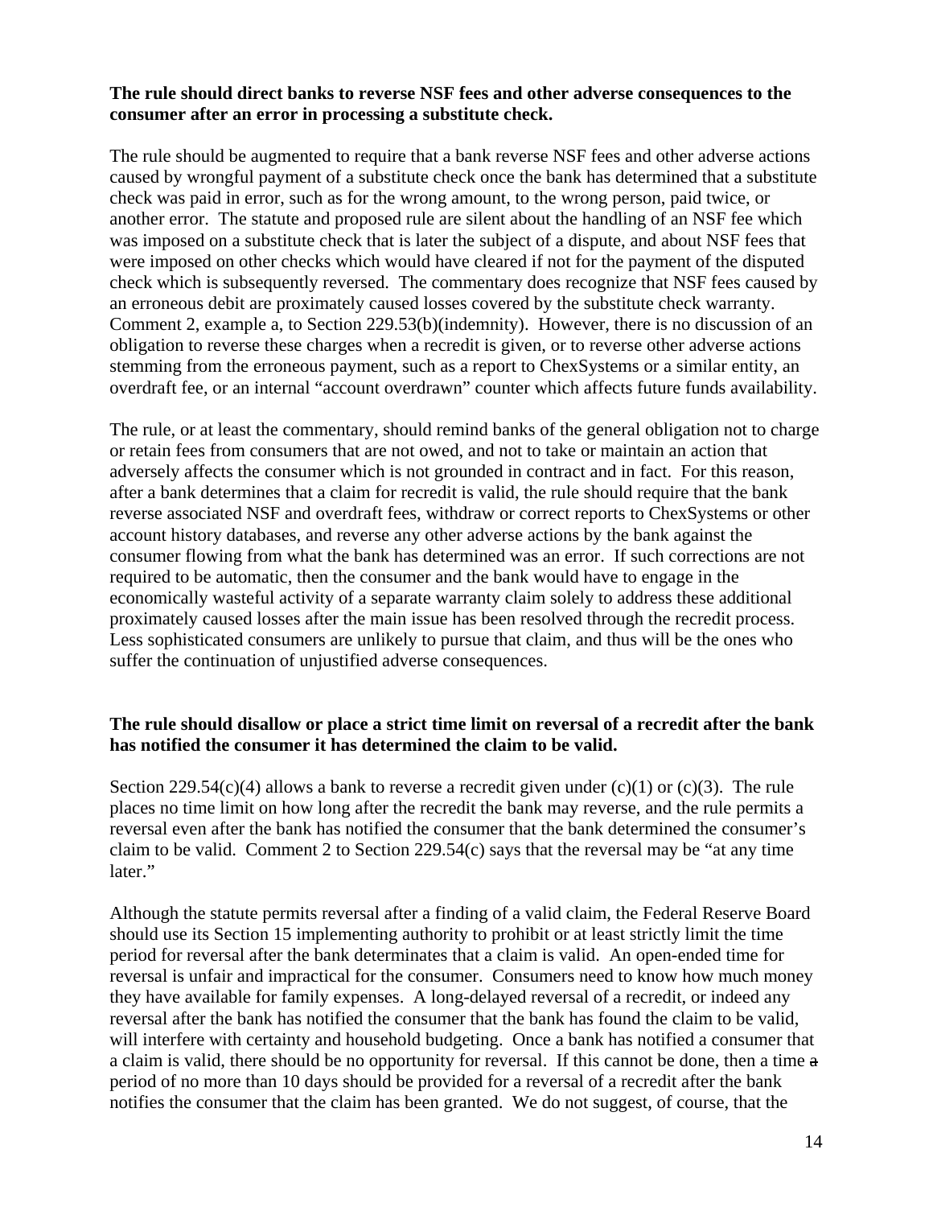**The rule should direct banks to reverse NSF fees and other adverse consequences to the consumer after an error in processing a substitute check.**

The rule should be augmented to require that a bank reverse NSF fees and other adverse actions caused by wrongful payment of a substitute check once the bank has determined that a substitute check was paid in error, such as for the wrong amount, to the wrong person, paid twice, or another error. The statute and proposed rule are silent about the handling of an NSF fee which was imposed on a substitute check that is later the subject of a dispute, and about NSF fees that were imposed on other checks which would have cleared if not for the payment of the disputed check which is subsequently reversed. The commentary does recognize that NSF fees caused by an erroneous debit are proximately caused losses covered by the substitute check warranty. Comment 2, example a, to Section 229.53(b)(indemnity). However, there is no discussion of an obligation to reverse these charges when a recredit is given, or to reverse other adverse actions stemming from the erroneous payment, such as a report to ChexSystems or a similar entity, an overdraft fee, or an internal "account overdrawn" counter which affects future funds availability.

The rule, or at least the commentary, should remind banks of the general obligation not to charge or retain fees from consumers that are not owed, and not to take or maintain an action that adversely affects the consumer which is not grounded in contract and in fact. For this reason, after a bank determines that a claim for recredit is valid, the rule should require that the bank reverse associated NSF and overdraft fees, withdraw or correct reports to ChexSystems or other account history databases, and reverse any other adverse actions by the bank against the consumer flowing from what the bank has determined was an error. If such corrections are not required to be automatic, then the consumer and the bank would have to engage in the economically wasteful activity of a separate warranty claim solely to address these additional proximately caused losses after the main issue has been resolved through the recredit process. Less sophisticated consumers are unlikely to pursue that claim, and thus will be the ones who suffer the continuation of unjustified adverse consequences.

**The rule should disallow or place a strict time limit on reversal of a recredit after the bank has notified the consumer it has determined the claim to be valid.**

Section 229.54(c)(4) allows a bank to reverse a recredit given under (c)(1) or (c)(3). The rule places no time limit on how long after the recredit the bank may reverse, and the rule permits a reversal even after the bank has notified the consumer that the bank determined the consumer's claim to be valid. Comment 2 to Section 229.54(c) says that the reversal may be "at any time later."

Although the statute permits reversal after a finding of a valid claim, the Federal Reserve Board should use its Section 15 implementing authority to prohibit or at least strictly limit the time period for reversal after the bank determinates that a claim is valid. An open-ended time for reversal is unfair and impractical for the consumer. Consumers need to know how much money they have available for family expenses. A long-delayed reversal of a recredit, or indeed any reversal after the bank has notified the consumer that the bank has found the claim to be valid, will interfere with certainty and household budgeting. Once a bank has notified a consumer that a claim is valid, there should be no opportunity for reversal. If this cannot be done, then a time ~~a~~ period of no more than 10 days should be provided for a reversal of a recredit after the bank notifies the consumer that the claim has been granted. We do not suggest, of course, that the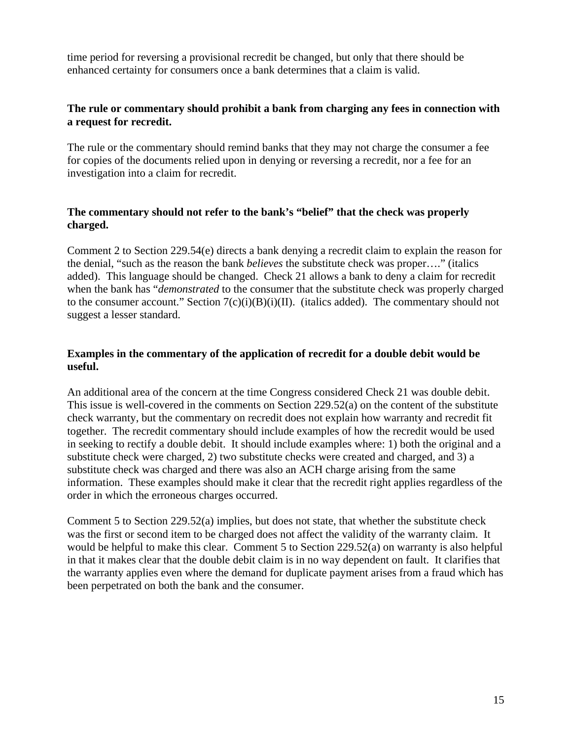time period for reversing a provisional recredit be changed, but only that there should be enhanced certainty for consumers once a bank determines that a claim is valid.

**The rule or commentary should prohibit a bank from charging any fees in connection with a request for recredit.**

The rule or the commentary should remind banks that they may not charge the consumer a fee for copies of the documents relied upon in denying or reversing a recredit, nor a fee for an investigation into a claim for recredit.

**The commentary should not refer to the bank's "belief" that the check was properly charged.**

Comment 2 to Section 229.54(e) directs a bank denying a recredit claim to explain the reason for the denial, "such as the reason the bank *believes* the substitute check was proper…." (italics added). This language should be changed. Check 21 allows a bank to deny a claim for recredit when the bank has "*demonstrated* to the consumer that the substitute check was properly charged to the consumer account." Section 7(c)(i)(B)(i)(II). (italics added). The commentary should not suggest a lesser standard.

**Examples in the commentary of the application of recredit for a double debit would be useful.**

An additional area of the concern at the time Congress considered Check 21 was double debit. This issue is well-covered in the comments on Section 229.52(a) on the content of the substitute check warranty, but the commentary on recredit does not explain how warranty and recredit fit together. The recredit commentary should include examples of how the recredit would be used in seeking to rectify a double debit. It should include examples where: 1) both the original and a substitute check were charged, 2) two substitute checks were created and charged, and 3) a substitute check was charged and there was also an ACH charge arising from the same information. These examples should make it clear that the recredit right applies regardless of the order in which the erroneous charges occurred.

Comment 5 to Section 229.52(a) implies, but does not state, that whether the substitute check was the first or second item to be charged does not affect the validity of the warranty claim. It would be helpful to make this clear. Comment 5 to Section 229.52(a) on warranty is also helpful in that it makes clear that the double debit claim is in no way dependent on fault. It clarifies that the warranty applies even where the demand for duplicate payment arises from a fraud which has been perpetrated on both the bank and the consumer.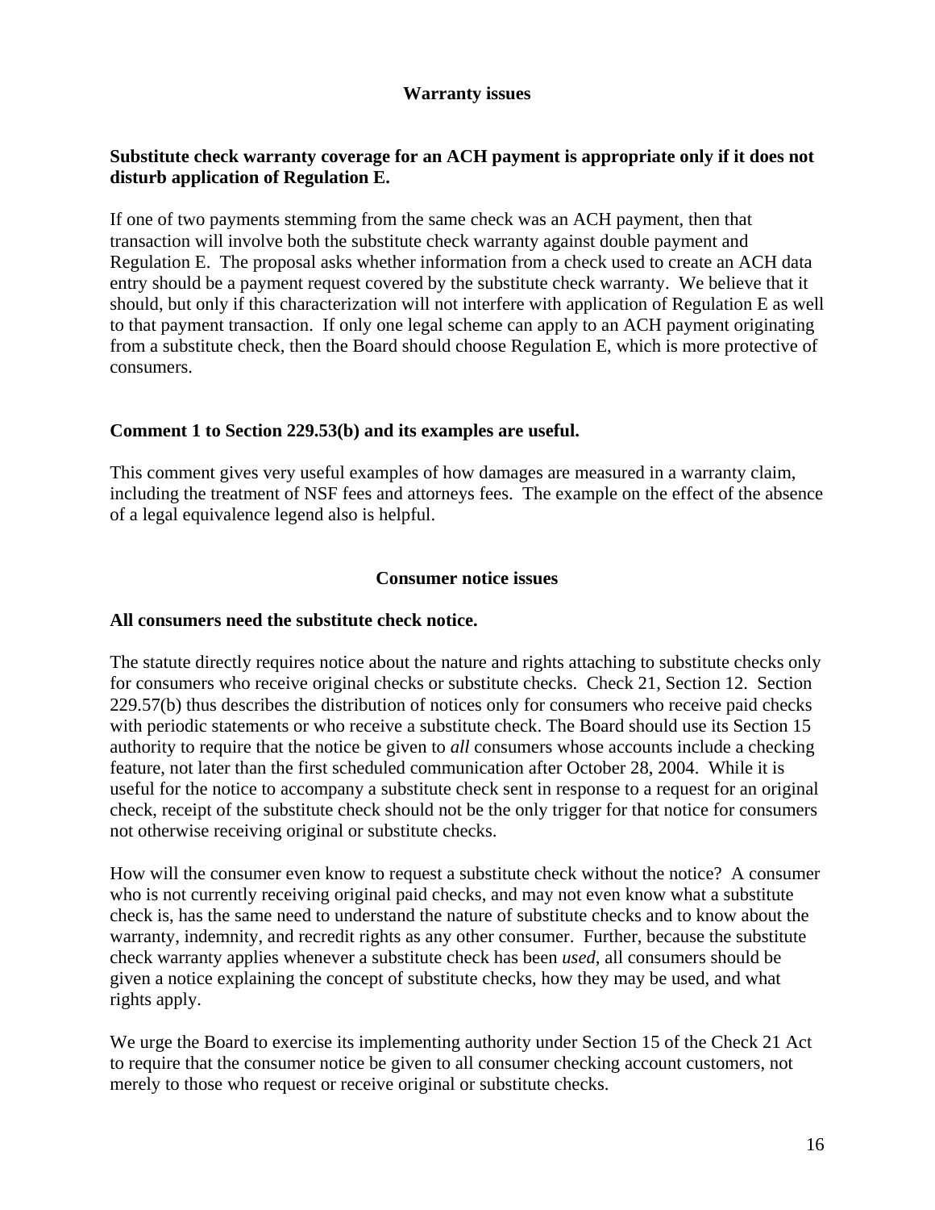## Warranty issues

**Substitute check warranty coverage for an ACH payment is appropriate only if it does not disturb application of Regulation E.**

If one of two payments stemming from the same check was an ACH payment, then that transaction will involve both the substitute check warranty against double payment and Regulation E. The proposal asks whether information from a check used to create an ACH data entry should be a payment request covered by the substitute check warranty. We believe that it should, but only if this characterization will not interfere with application of Regulation E as well to that payment transaction. If only one legal scheme can apply to an ACH payment originating from a substitute check, then the Board should choose Regulation E, which is more protective of consumers.

**Comment 1 to Section 229.53(b) and its examples are useful.**

This comment gives very useful examples of how damages are measured in a warranty claim, including the treatment of NSF fees and attorneys fees. The example on the effect of the absence of a legal equivalence legend also is helpful.

## Consumer notice issues

**All consumers need the substitute check notice.**

The statute directly requires notice about the nature and rights attaching to substitute checks only for consumers who receive original checks or substitute checks. Check 21, Section 12. Section 229.57(b) thus describes the distribution of notices only for consumers who receive paid checks with periodic statements or who receive a substitute check. The Board should use its Section 15 authority to require that the notice be given to *all* consumers whose accounts include a checking feature, not later than the first scheduled communication after October 28, 2004. While it is useful for the notice to accompany a substitute check sent in response to a request for an original check, receipt of the substitute check should not be the only trigger for that notice for consumers not otherwise receiving original or substitute checks.

How will the consumer even know to request a substitute check without the notice? A consumer who is not currently receiving original paid checks, and may not even know what a substitute check is, has the same need to understand the nature of substitute checks and to know about the warranty, indemnity, and recredit rights as any other consumer. Further, because the substitute check warranty applies whenever a substitute check has been *used*, all consumers should be given a notice explaining the concept of substitute checks, how they may be used, and what rights apply.

We urge the Board to exercise its implementing authority under Section 15 of the Check 21 Act to require that the consumer notice be given to all consumer checking account customers, not merely to those who request or receive original or substitute checks.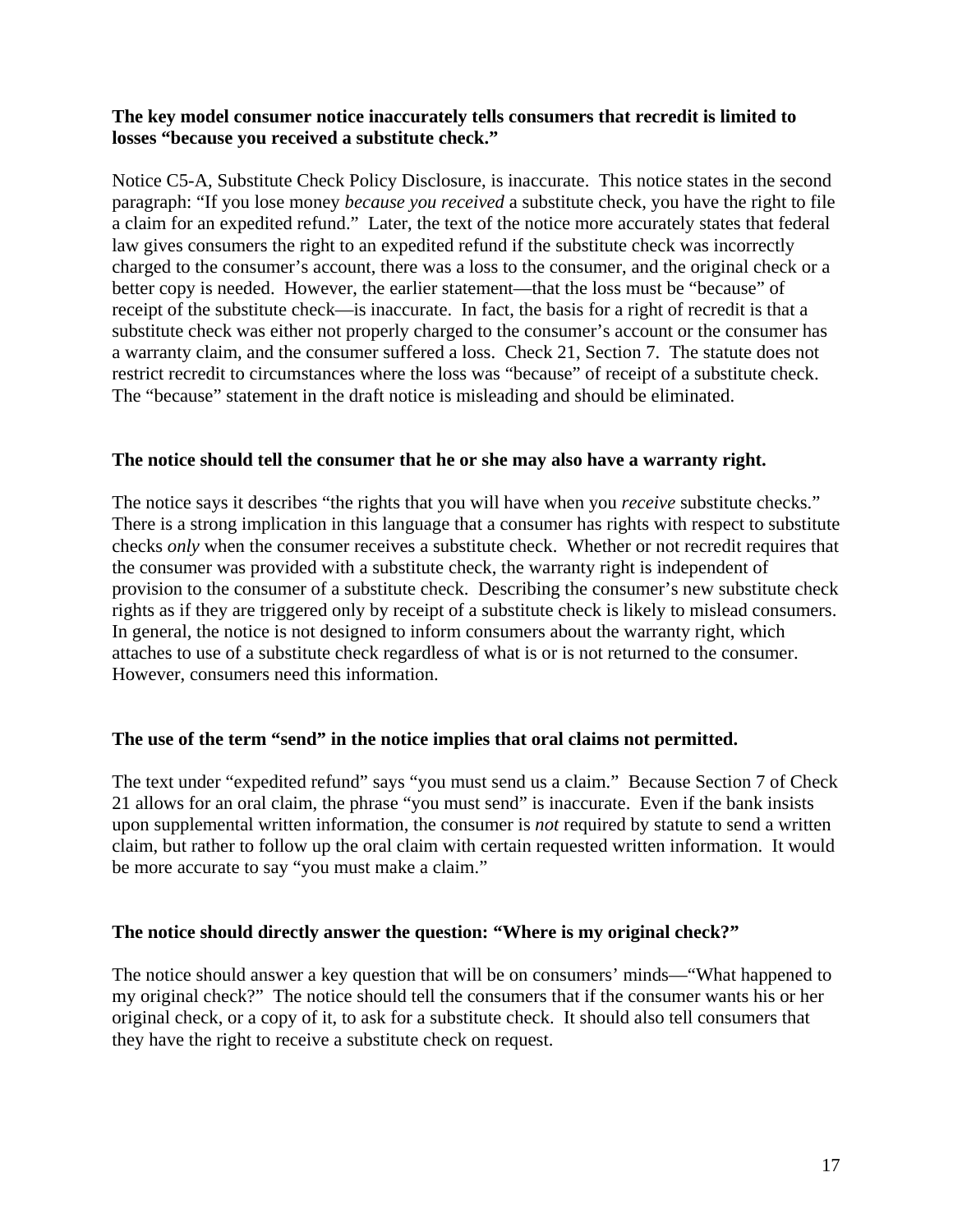**The key model consumer notice inaccurately tells consumers that recredit is limited to losses "because you received a substitute check."**

Notice C5-A, Substitute Check Policy Disclosure, is inaccurate. This notice states in the second paragraph: "If you lose money *because you received* a substitute check, you have the right to file a claim for an expedited refund." Later, the text of the notice more accurately states that federal law gives consumers the right to an expedited refund if the substitute check was incorrectly charged to the consumer's account, there was a loss to the consumer, and the original check or a better copy is needed. However, the earlier statement—that the loss must be "because" of receipt of the substitute check—is inaccurate. In fact, the basis for a right of recredit is that a substitute check was either not properly charged to the consumer's account or the consumer has a warranty claim, and the consumer suffered a loss. Check 21, Section 7. The statute does not restrict recredit to circumstances where the loss was "because" of receipt of a substitute check. The "because" statement in the draft notice is misleading and should be eliminated.

**The notice should tell the consumer that he or she may also have a warranty right.**

The notice says it describes "the rights that you will have when you *receive* substitute checks." There is a strong implication in this language that a consumer has rights with respect to substitute checks *only* when the consumer receives a substitute check. Whether or not recredit requires that the consumer was provided with a substitute check, the warranty right is independent of provision to the consumer of a substitute check. Describing the consumer's new substitute check rights as if they are triggered only by receipt of a substitute check is likely to mislead consumers. In general, the notice is not designed to inform consumers about the warranty right, which attaches to use of a substitute check regardless of what is or is not returned to the consumer. However, consumers need this information.

**The use of the term "send" in the notice implies that oral claims not permitted.**

The text under "expedited refund" says "you must send us a claim." Because Section 7 of Check 21 allows for an oral claim, the phrase "you must send" is inaccurate. Even if the bank insists upon supplemental written information, the consumer is *not* required by statute to send a written claim, but rather to follow up the oral claim with certain requested written information. It would be more accurate to say "you must make a claim."

**The notice should directly answer the question: "Where is my original check?"**

The notice should answer a key question that will be on consumers' minds—"What happened to my original check?" The notice should tell the consumers that if the consumer wants his or her original check, or a copy of it, to ask for a substitute check. It should also tell consumers that they have the right to receive a substitute check on request.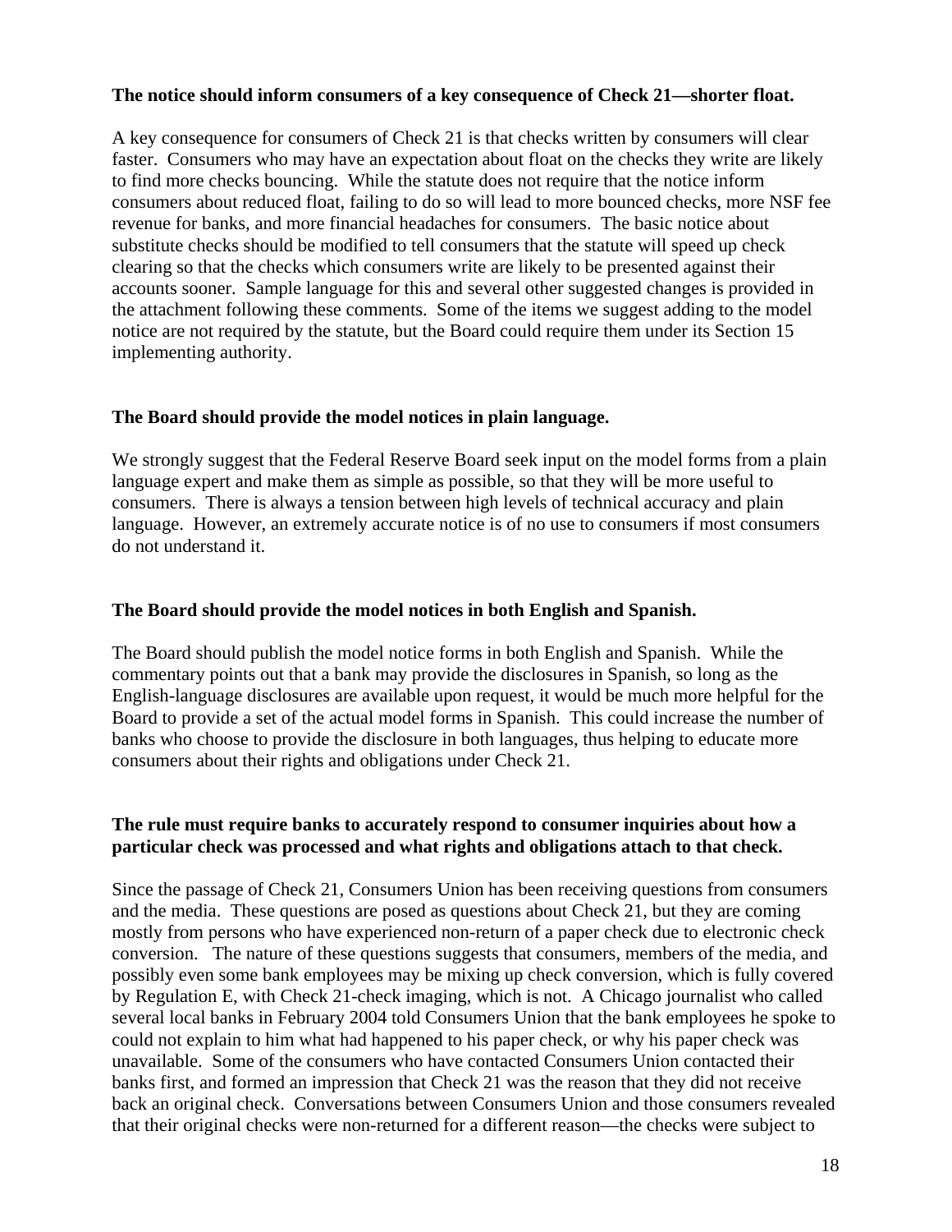**The notice should inform consumers of a key consequence of Check 21—shorter float.**

A key consequence for consumers of Check 21 is that checks written by consumers will clear faster. Consumers who may have an expectation about float on the checks they write are likely to find more checks bouncing. While the statute does not require that the notice inform consumers about reduced float, failing to do so will lead to more bounced checks, more NSF fee revenue for banks, and more financial headaches for consumers. The basic notice about substitute checks should be modified to tell consumers that the statute will speed up check clearing so that the checks which consumers write are likely to be presented against their accounts sooner. Sample language for this and several other suggested changes is provided in the attachment following these comments. Some of the items we suggest adding to the model notice are not required by the statute, but the Board could require them under its Section 15 implementing authority.

**The Board should provide the model notices in plain language.**

We strongly suggest that the Federal Reserve Board seek input on the model forms from a plain language expert and make them as simple as possible, so that they will be more useful to consumers. There is always a tension between high levels of technical accuracy and plain language. However, an extremely accurate notice is of no use to consumers if most consumers do not understand it.

**The Board should provide the model notices in both English and Spanish.**

The Board should publish the model notice forms in both English and Spanish. While the commentary points out that a bank may provide the disclosures in Spanish, so long as the English-language disclosures are available upon request, it would be much more helpful for the Board to provide a set of the actual model forms in Spanish. This could increase the number of banks who choose to provide the disclosure in both languages, thus helping to educate more consumers about their rights and obligations under Check 21.

**The rule must require banks to accurately respond to consumer inquiries about how a particular check was processed and what rights and obligations attach to that check.**

Since the passage of Check 21, Consumers Union has been receiving questions from consumers and the media. These questions are posed as questions about Check 21, but they are coming mostly from persons who have experienced non-return of a paper check due to electronic check conversion. The nature of these questions suggests that consumers, members of the media, and possibly even some bank employees may be mixing up check conversion, which is fully covered by Regulation E, with Check 21-check imaging, which is not. A Chicago journalist who called several local banks in February 2004 told Consumers Union that the bank employees he spoke to could not explain to him what had happened to his paper check, or why his paper check was unavailable. Some of the consumers who have contacted Consumers Union contacted their banks first, and formed an impression that Check 21 was the reason that they did not receive back an original check. Conversations between Consumers Union and those consumers revealed that their original checks were non-returned for a different reason—the checks were subject to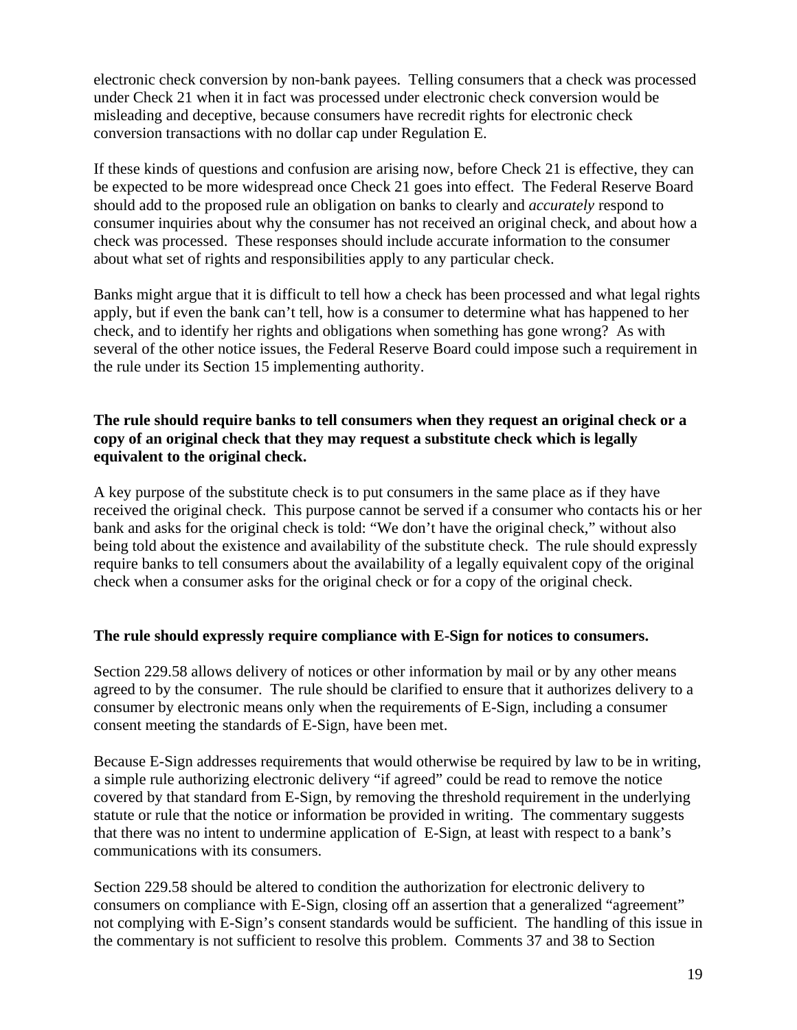electronic check conversion by non-bank payees. Telling consumers that a check was processed under Check 21 when it in fact was processed under electronic check conversion would be misleading and deceptive, because consumers have recredit rights for electronic check conversion transactions with no dollar cap under Regulation E.

If these kinds of questions and confusion are arising now, before Check 21 is effective, they can be expected to be more widespread once Check 21 goes into effect. The Federal Reserve Board should add to the proposed rule an obligation on banks to clearly and *accurately* respond to consumer inquiries about why the consumer has not received an original check, and about how a check was processed. These responses should include accurate information to the consumer about what set of rights and responsibilities apply to any particular check.

Banks might argue that it is difficult to tell how a check has been processed and what legal rights apply, but if even the bank can't tell, how is a consumer to determine what has happened to her check, and to identify her rights and obligations when something has gone wrong? As with several of the other notice issues, the Federal Reserve Board could impose such a requirement in the rule under its Section 15 implementing authority.

**The rule should require banks to tell consumers when they request an original check or a copy of an original check that they may request a substitute check which is legally equivalent to the original check.**

A key purpose of the substitute check is to put consumers in the same place as if they have received the original check. This purpose cannot be served if a consumer who contacts his or her bank and asks for the original check is told: "We don't have the original check," without also being told about the existence and availability of the substitute check. The rule should expressly require banks to tell consumers about the availability of a legally equivalent copy of the original check when a consumer asks for the original check or for a copy of the original check.

**The rule should expressly require compliance with E-Sign for notices to consumers.**

Section 229.58 allows delivery of notices or other information by mail or by any other means agreed to by the consumer. The rule should be clarified to ensure that it authorizes delivery to a consumer by electronic means only when the requirements of E-Sign, including a consumer consent meeting the standards of E-Sign, have been met.

Because E-Sign addresses requirements that would otherwise be required by law to be in writing, a simple rule authorizing electronic delivery "if agreed" could be read to remove the notice covered by that standard from E-Sign, by removing the threshold requirement in the underlying statute or rule that the notice or information be provided in writing. The commentary suggests that there was no intent to undermine application of E-Sign, at least with respect to a bank's communications with its consumers.

Section 229.58 should be altered to condition the authorization for electronic delivery to consumers on compliance with E-Sign, closing off an assertion that a generalized "agreement" not complying with E-Sign's consent standards would be sufficient. The handling of this issue in the commentary is not sufficient to resolve this problem. Comments 37 and 38 to Section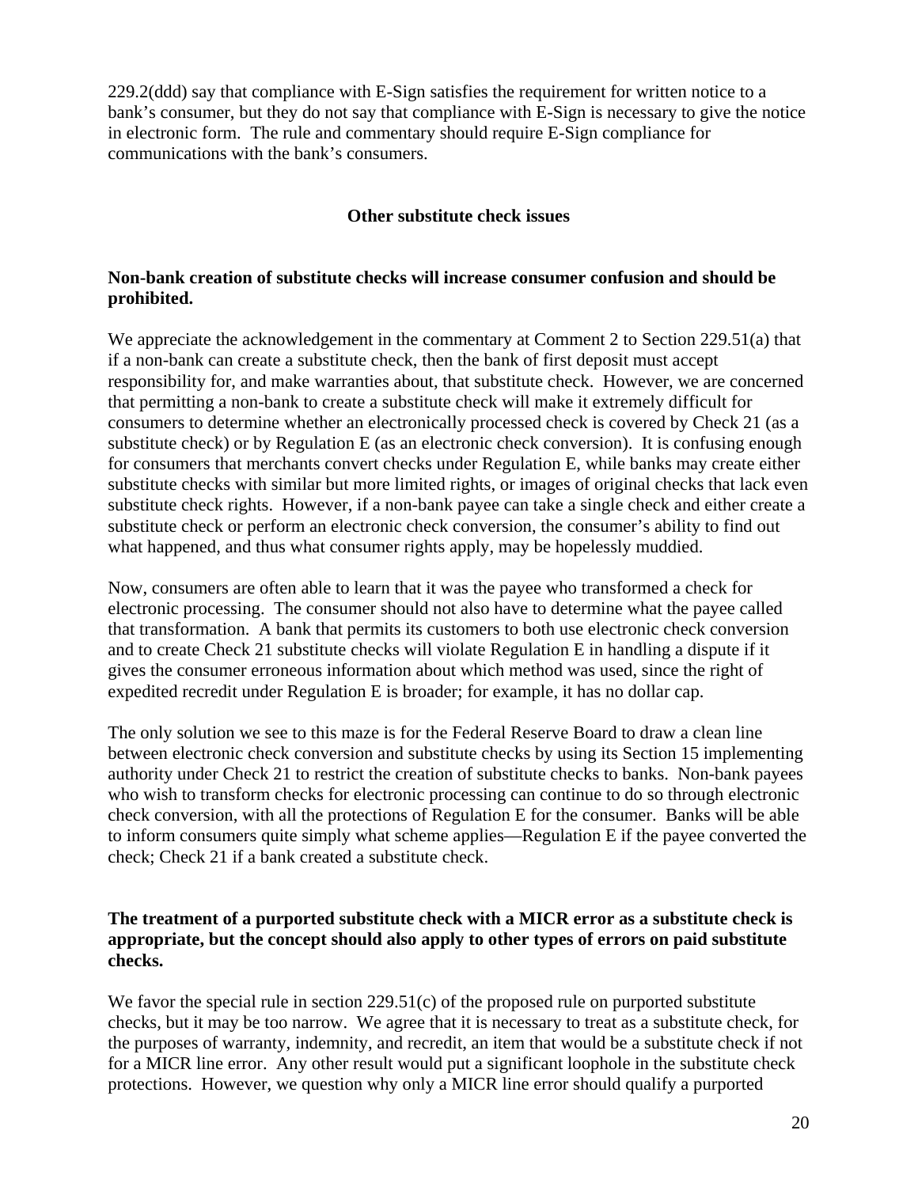229.2(ddd) say that compliance with E-Sign satisfies the requirement for written notice to a bank's consumer, but they do not say that compliance with E-Sign is necessary to give the notice in electronic form. The rule and commentary should require E-Sign compliance for communications with the bank's consumers.

## Other substitute check issues

### Non-bank creation of substitute checks will increase consumer confusion and should be prohibited.

We appreciate the acknowledgement in the commentary at Comment 2 to Section 229.51(a) that if a non-bank can create a substitute check, then the bank of first deposit must accept responsibility for, and make warranties about, that substitute check. However, we are concerned that permitting a non-bank to create a substitute check will make it extremely difficult for consumers to determine whether an electronically processed check is covered by Check 21 (as a substitute check) or by Regulation E (as an electronic check conversion). It is confusing enough for consumers that merchants convert checks under Regulation E, while banks may create either substitute checks with similar but more limited rights, or images of original checks that lack even substitute check rights. However, if a non-bank payee can take a single check and either create a substitute check or perform an electronic check conversion, the consumer's ability to find out what happened, and thus what consumer rights apply, may be hopelessly muddied.

Now, consumers are often able to learn that it was the payee who transformed a check for electronic processing. The consumer should not also have to determine what the payee called that transformation. A bank that permits its customers to both use electronic check conversion and to create Check 21 substitute checks will violate Regulation E in handling a dispute if it gives the consumer erroneous information about which method was used, since the right of expedited recredit under Regulation E is broader; for example, it has no dollar cap.

The only solution we see to this maze is for the Federal Reserve Board to draw a clean line between electronic check conversion and substitute checks by using its Section 15 implementing authority under Check 21 to restrict the creation of substitute checks to banks. Non-bank payees who wish to transform checks for electronic processing can continue to do so through electronic check conversion, with all the protections of Regulation E for the consumer. Banks will be able to inform consumers quite simply what scheme applies—Regulation E if the payee converted the check; Check 21 if a bank created a substitute check.

### The treatment of a purported substitute check with a MICR error as a substitute check is appropriate, but the concept should also apply to other types of errors on paid substitute checks.

We favor the special rule in section 229.51(c) of the proposed rule on purported substitute checks, but it may be too narrow. We agree that it is necessary to treat as a substitute check, for the purposes of warranty, indemnity, and recredit, an item that would be a substitute check if not for a MICR line error. Any other result would put a significant loophole in the substitute check protections. However, we question why only a MICR line error should qualify a purported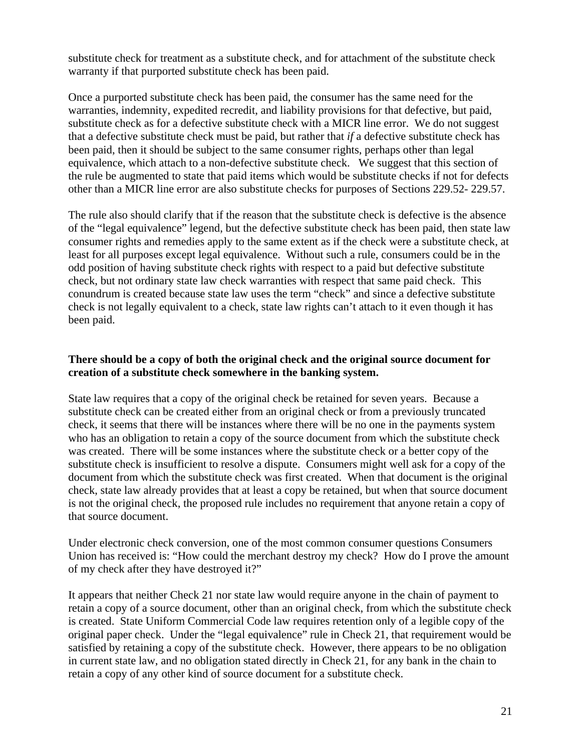substitute check for treatment as a substitute check, and for attachment of the substitute check warranty if that purported substitute check has been paid.

Once a purported substitute check has been paid, the consumer has the same need for the warranties, indemnity, expedited recredit, and liability provisions for that defective, but paid, substitute check as for a defective substitute check with a MICR line error. We do not suggest that a defective substitute check must be paid, but rather that *if* a defective substitute check has been paid, then it should be subject to the same consumer rights, perhaps other than legal equivalence, which attach to a non-defective substitute check. We suggest that this section of the rule be augmented to state that paid items which would be substitute checks if not for defects other than a MICR line error are also substitute checks for purposes of Sections 229.52- 229.57.

The rule also should clarify that if the reason that the substitute check is defective is the absence of the "legal equivalence" legend, but the defective substitute check has been paid, then state law consumer rights and remedies apply to the same extent as if the check were a substitute check, at least for all purposes except legal equivalence. Without such a rule, consumers could be in the odd position of having substitute check rights with respect to a paid but defective substitute check, but not ordinary state law check warranties with respect that same paid check. This conundrum is created because state law uses the term "check" and since a defective substitute check is not legally equivalent to a check, state law rights can't attach to it even though it has been paid.

**There should be a copy of both the original check and the original source document for creation of a substitute check somewhere in the banking system.**

State law requires that a copy of the original check be retained for seven years. Because a substitute check can be created either from an original check or from a previously truncated check, it seems that there will be instances where there will be no one in the payments system who has an obligation to retain a copy of the source document from which the substitute check was created. There will be some instances where the substitute check or a better copy of the substitute check is insufficient to resolve a dispute. Consumers might well ask for a copy of the document from which the substitute check was first created. When that document is the original check, state law already provides that at least a copy be retained, but when that source document is not the original check, the proposed rule includes no requirement that anyone retain a copy of that source document.

Under electronic check conversion, one of the most common consumer questions Consumers Union has received is: "How could the merchant destroy my check? How do I prove the amount of my check after they have destroyed it?"

It appears that neither Check 21 nor state law would require anyone in the chain of payment to retain a copy of a source document, other than an original check, from which the substitute check is created. State Uniform Commercial Code law requires retention only of a legible copy of the original paper check. Under the "legal equivalence" rule in Check 21, that requirement would be satisfied by retaining a copy of the substitute check. However, there appears to be no obligation in current state law, and no obligation stated directly in Check 21, for any bank in the chain to retain a copy of any other kind of source document for a substitute check.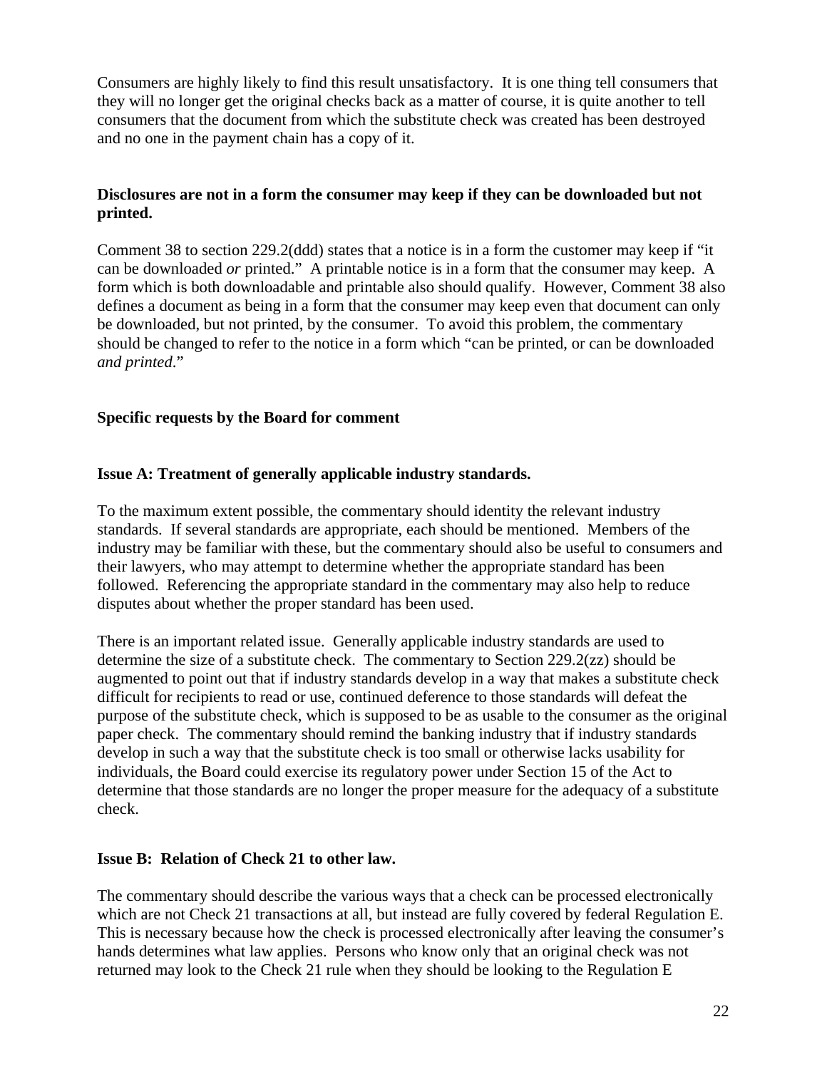Consumers are highly likely to find this result unsatisfactory. It is one thing tell consumers that they will no longer get the original checks back as a matter of course, it is quite another to tell consumers that the document from which the substitute check was created has been destroyed and no one in the payment chain has a copy of it.

**Disclosures are not in a form the consumer may keep if they can be downloaded but not printed.**

Comment 38 to section 229.2(ddd) states that a notice is in a form the customer may keep if "it can be downloaded *or* printed." A printable notice is in a form that the consumer may keep. A form which is both downloadable and printable also should qualify. However, Comment 38 also defines a document as being in a form that the consumer may keep even that document can only be downloaded, but not printed, by the consumer. To avoid this problem, the commentary should be changed to refer to the notice in a form which "can be printed, or can be downloaded *and printed*."

**Specific requests by the Board for comment**

**Issue A: Treatment of generally applicable industry standards.**

To the maximum extent possible, the commentary should identity the relevant industry standards. If several standards are appropriate, each should be mentioned. Members of the industry may be familiar with these, but the commentary should also be useful to consumers and their lawyers, who may attempt to determine whether the appropriate standard has been followed. Referencing the appropriate standard in the commentary may also help to reduce disputes about whether the proper standard has been used.

There is an important related issue. Generally applicable industry standards are used to determine the size of a substitute check. The commentary to Section 229.2(zz) should be augmented to point out that if industry standards develop in a way that makes a substitute check difficult for recipients to read or use, continued deference to those standards will defeat the purpose of the substitute check, which is supposed to be as usable to the consumer as the original paper check. The commentary should remind the banking industry that if industry standards develop in such a way that the substitute check is too small or otherwise lacks usability for individuals, the Board could exercise its regulatory power under Section 15 of the Act to determine that those standards are no longer the proper measure for the adequacy of a substitute check.

**Issue B: Relation of Check 21 to other law.**

The commentary should describe the various ways that a check can be processed electronically which are not Check 21 transactions at all, but instead are fully covered by federal Regulation E. This is necessary because how the check is processed electronically after leaving the consumer's hands determines what law applies. Persons who know only that an original check was not returned may look to the Check 21 rule when they should be looking to the Regulation E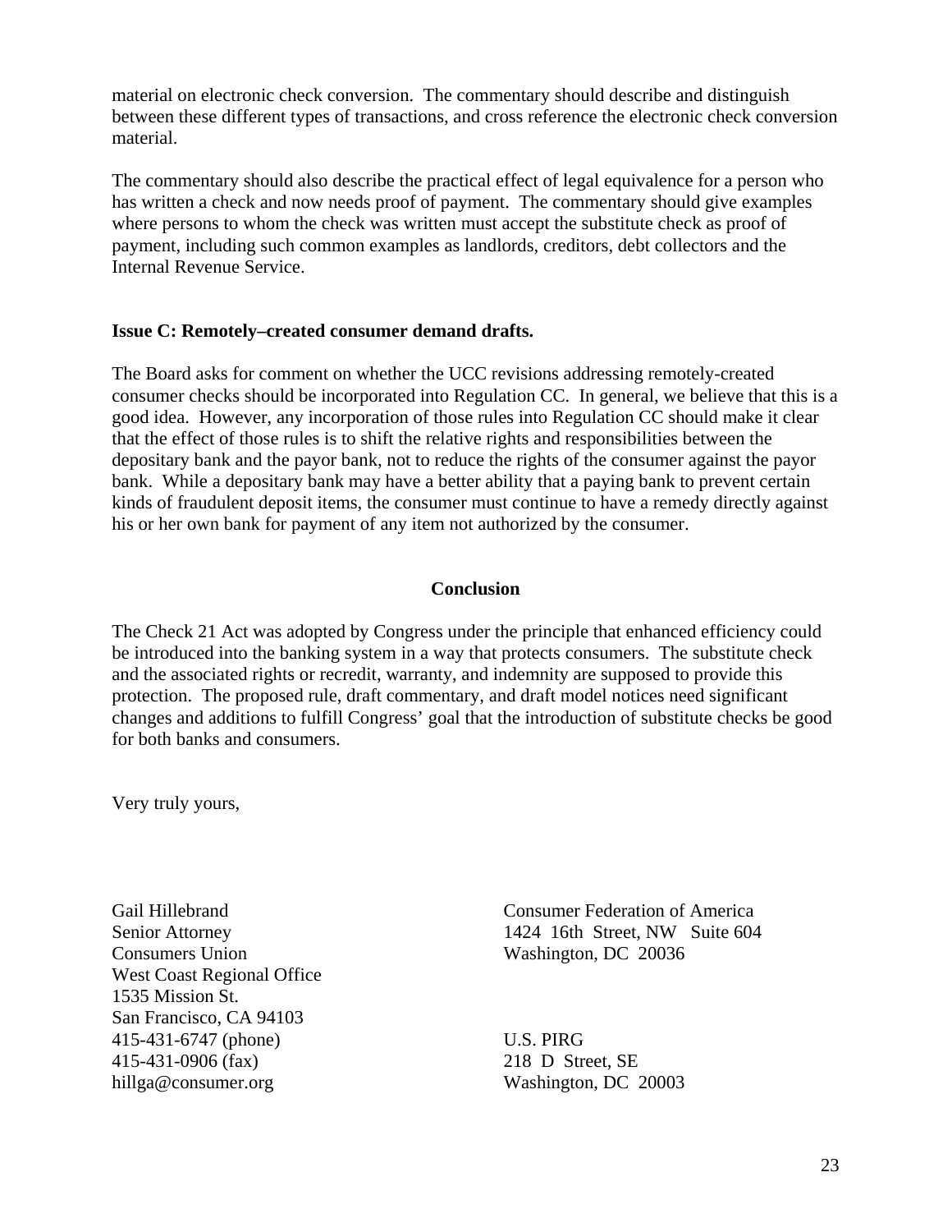material on electronic check conversion. The commentary should describe and distinguish between these different types of transactions, and cross reference the electronic check conversion material.

The commentary should also describe the practical effect of legal equivalence for a person who has written a check and now needs proof of payment. The commentary should give examples where persons to whom the check was written must accept the substitute check as proof of payment, including such common examples as landlords, creditors, debt collectors and the Internal Revenue Service.

**Issue C: Remotely–created consumer demand drafts.**

The Board asks for comment on whether the UCC revisions addressing remotely-created consumer checks should be incorporated into Regulation CC. In general, we believe that this is a good idea. However, any incorporation of those rules into Regulation CC should make it clear that the effect of those rules is to shift the relative rights and responsibilities between the depositary bank and the payor bank, not to reduce the rights of the consumer against the payor bank. While a depositary bank may have a better ability that a paying bank to prevent certain kinds of fraudulent deposit items, the consumer must continue to have a remedy directly against his or her own bank for payment of any item not authorized by the consumer.

**Conclusion**

The Check 21 Act was adopted by Congress under the principle that enhanced efficiency could be introduced into the banking system in a way that protects consumers. The substitute check and the associated rights or recredit, warranty, and indemnity are supposed to provide this protection. The proposed rule, draft commentary, and draft model notices need significant changes and additions to fulfill Congress' goal that the introduction of substitute checks be good for both banks and consumers.

Very truly yours,

Gail Hillebrand
Senior Attorney
Consumers Union
West Coast Regional Office
1535 Mission St.
San Francisco, CA 94103
415-431-6747 (phone)
415-431-0906 (fax)
hillga@consumer.org

Consumer Federation of America
1424 16th Street, NW Suite 604
Washington, DC 20036

U.S. PIRG
218 D Street, SE
Washington, DC 20003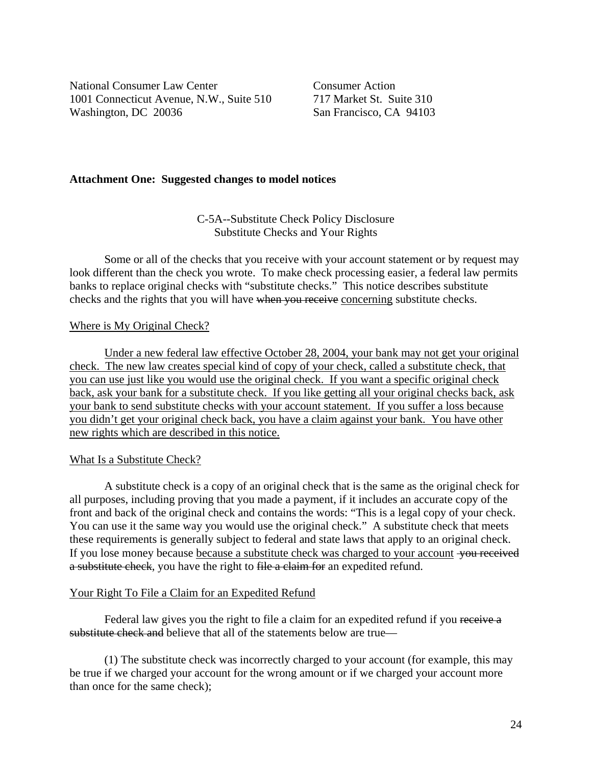National Consumer Law Center
1001 Connecticut Avenue, N.W., Suite 510
Washington, DC 20036

Consumer Action
717 Market St. Suite 310
San Francisco, CA 94103

**Attachment One: Suggested changes to model notices**

C-5A--Substitute Check Policy Disclosure
Substitute Checks and Your Rights

Some or all of the checks that you receive with your account statement or by request may look different than the check you wrote. To make check processing easier, a federal law permits banks to replace original checks with "substitute checks." This notice describes substitute checks and the rights that you will have ~~when you receive~~ <u>concerning</u> substitute checks.

<u>Where is My Original Check?</u>

<u>Under a new federal law effective October 28, 2004, your bank may not get your original check. The new law creates special kind of copy of your check, called a substitute check, that you can use just like you would use the original check. If you want a specific original check back, ask your bank for a substitute check. If you like getting all your original checks back, ask your bank to send substitute checks with your account statement. If you suffer a loss because you didn't get your original check back, you have a claim against your bank. You have other new rights which are described in this notice.</u>

<u>What Is a Substitute Check?</u>

A substitute check is a copy of an original check that is the same as the original check for all purposes, including proving that you made a payment, if it includes an accurate copy of the front and back of the original check and contains the words: "This is a legal copy of your check. You can use it the same way you would use the original check." A substitute check that meets these requirements is generally subject to federal and state laws that apply to an original check. If you lose money because <u>because a substitute check was charged to your account</u> ~~you received a substitute check~~, you have the right to ~~file a claim for~~ an expedited refund.

<u>Your Right To File a Claim for an Expedited Refund</u>

Federal law gives you the right to file a claim for an expedited refund if you ~~receive a substitute check and~~ believe that all of the statements below are true—

(1) The substitute check was incorrectly charged to your account (for example, this may be true if we charged your account for the wrong amount or if we charged your account more than once for the same check);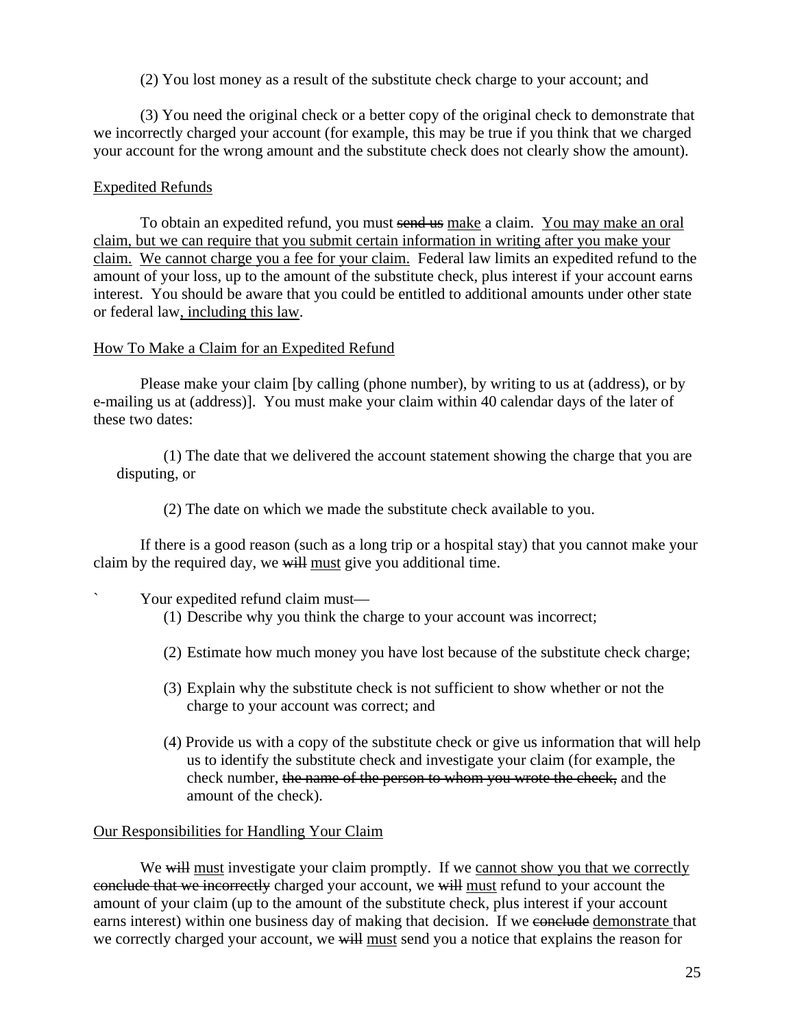(2) You lost money as a result of the substitute check charge to your account; and

(3) You need the original check or a better copy of the original check to demonstrate that we incorrectly charged your account (for example, this may be true if you think that we charged your account for the wrong amount and the substitute check does not clearly show the amount).

<u>Expedited Refunds</u>

To obtain an expedited refund, you must ~~send us~~ <u>make</u> a claim. <u>You may make an oral claim, but we can require that you submit certain information in writing after you make your claim.</u> <u>We cannot charge you a fee for your claim.</u> Federal law limits an expedited refund to the amount of your loss, up to the amount of the substitute check, plus interest if your account earns interest. You should be aware that you could be entitled to additional amounts under other state or federal law<u>, including this law</u>.

<u>How To Make a Claim for an Expedited Refund</u>

Please make your claim [by calling (phone number), by writing to us at (address), or by e-mailing us at (address)]. You must make your claim within 40 calendar days of the later of these two dates:

(1) The date that we delivered the account statement showing the charge that you are disputing, or

(2) The date on which we made the substitute check available to you.

If there is a good reason (such as a long trip or a hospital stay) that you cannot make your claim by the required day, we ~~will~~ <u>must</u> give you additional time.

` Your expedited refund claim must—

(1) Describe why you think the charge to your account was incorrect;

(2) Estimate how much money you have lost because of the substitute check charge;

(3) Explain why the substitute check is not sufficient to show whether or not the charge to your account was correct; and

(4) Provide us with a copy of the substitute check or give us information that will help us to identify the substitute check and investigate your claim (for example, the check number, ~~the name of the person to whom you wrote the check,~~ and the amount of the check).

<u>Our Responsibilities for Handling Your Claim</u>

We ~~will~~ <u>must</u> investigate your claim promptly. If we <u>cannot show you that we correctly</u> ~~conclude that we incorrectly~~ charged your account, we ~~will~~ <u>must</u> refund to your account the amount of your claim (up to the amount of the substitute check, plus interest if your account earns interest) within one business day of making that decision. If we ~~conclude~~ <u>demonstrate</u> that we correctly charged your account, we ~~will~~ <u>must</u> send you a notice that explains the reason for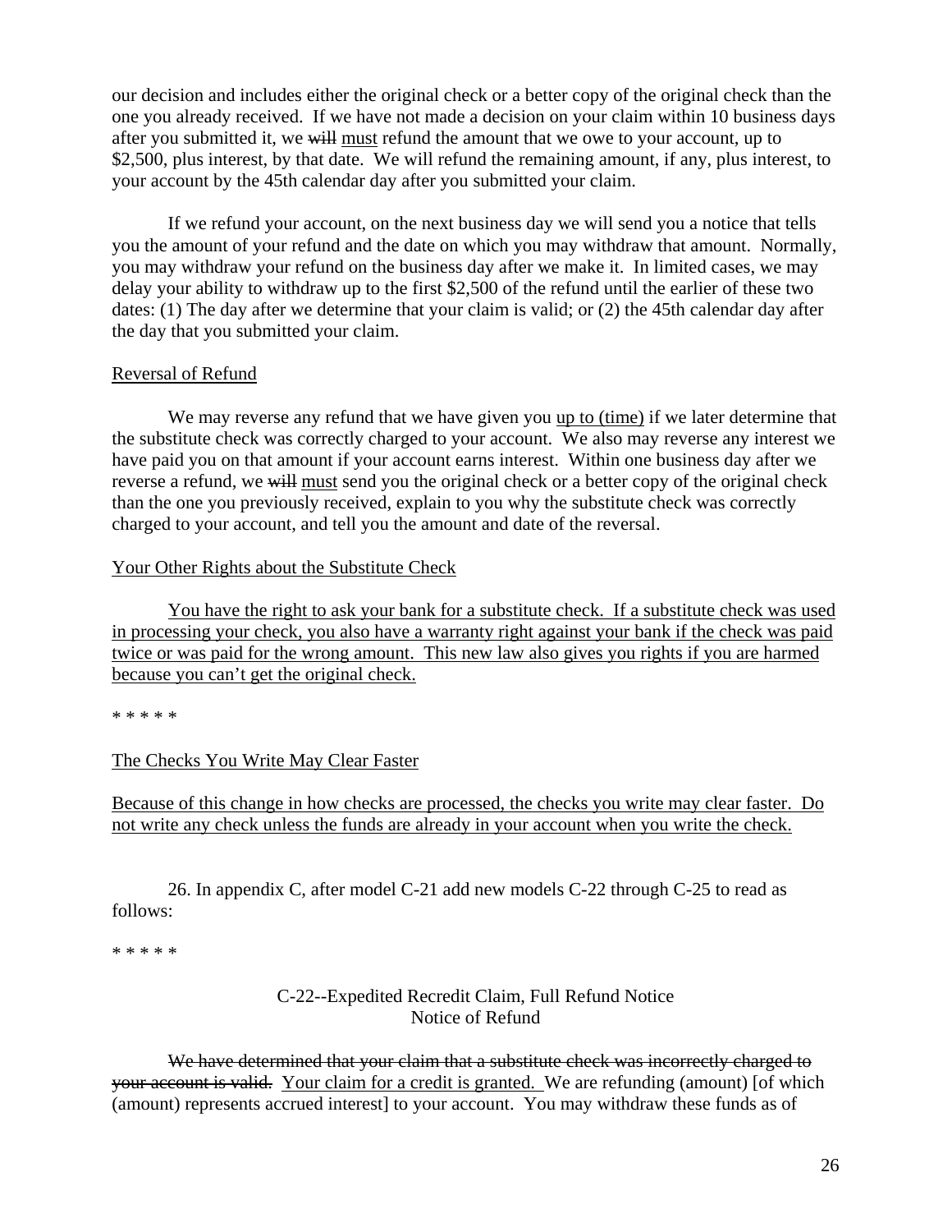our decision and includes either the original check or a better copy of the original check than the one you already received. If we have not made a decision on your claim within 10 business days after you submitted it, we ~~will~~ <u>must</u> refund the amount that we owe to your account, up to $2,500, plus interest, by that date. We will refund the remaining amount, if any, plus interest, to your account by the 45th calendar day after you submitted your claim.

If we refund your account, on the next business day we will send you a notice that tells you the amount of your refund and the date on which you may withdraw that amount. Normally, you may withdraw your refund on the business day after we make it. In limited cases, we may delay your ability to withdraw up to the first $2,500 of the refund until the earlier of these two dates: (1) The day after we determine that your claim is valid; or (2) the 45th calendar day after the day that you submitted your claim.

<u>Reversal of Refund</u>

We may reverse any refund that we have given you <u>up to (time)</u> if we later determine that the substitute check was correctly charged to your account. We also may reverse any interest we have paid you on that amount if your account earns interest. Within one business day after we reverse a refund, we ~~will~~ <u>must</u> send you the original check or a better copy of the original check than the one you previously received, explain to you why the substitute check was correctly charged to your account, and tell you the amount and date of the reversal.

<u>Your Other Rights about the Substitute Check</u>

<u>You have the right to ask your bank for a substitute check. If a substitute check was used in processing your check, you also have a warranty right against your bank if the check was paid twice or was paid for the wrong amount. This new law also gives you rights if you are harmed because you can't get the original check.</u>

\* \* \* \* \*

<u>The Checks You Write May Clear Faster</u>

<u>Because of this change in how checks are processed, the checks you write may clear faster. Do not write any check unless the funds are already in your account when you write the check.</u>

26. In appendix C, after model C-21 add new models C-22 through C-25 to read as follows:

\* \* \* \* \*

C-22--Expedited Recredit Claim, Full Refund Notice
Notice of Refund

~~We have determined that your claim that a substitute check was incorrectly charged to your account is valid.~~ <u>Your claim for a credit is granted.</u> We are refunding (amount) [of which (amount) represents accrued interest] to your account. You may withdraw these funds as of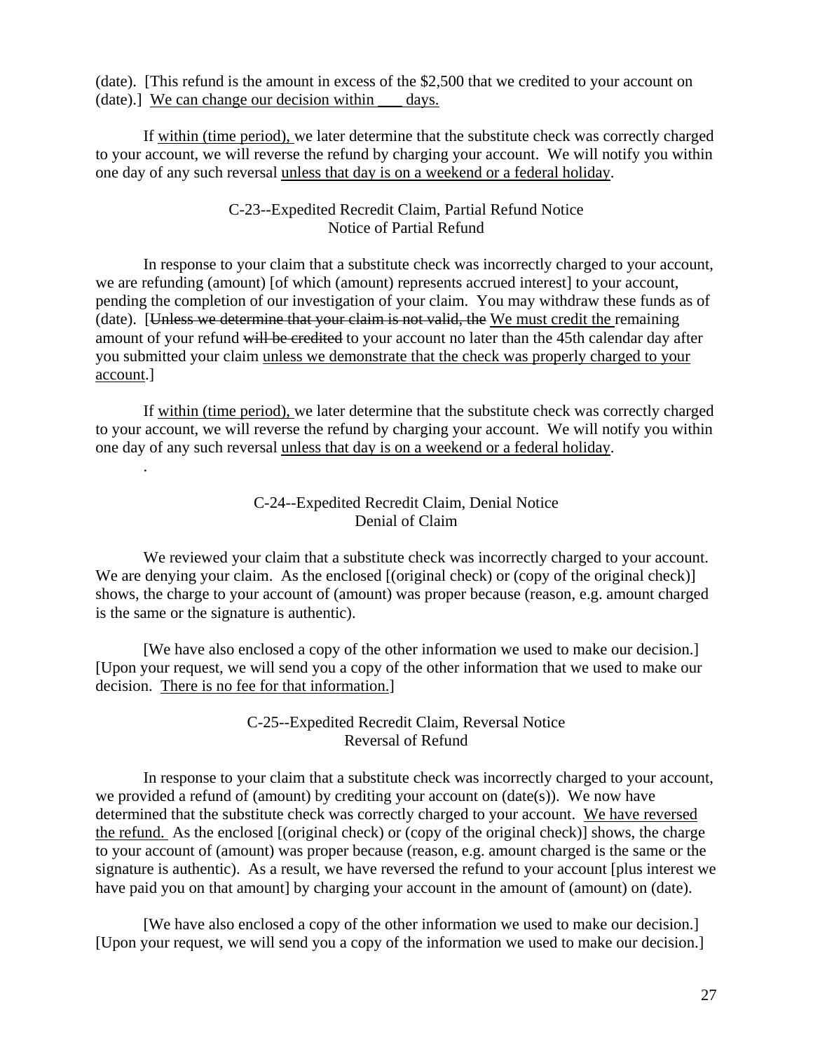(date). [This refund is the amount in excess of the $2,500 that we credited to your account on (date).] <u>We can change our decision within ___ days.</u>

If <u>within (time period),</u> we later determine that the substitute check was correctly charged to your account, we will reverse the refund by charging your account. We will notify you within one day of any such reversal <u>unless that day is on a weekend or a federal holiday</u>.

C-23--Expedited Recredit Claim, Partial Refund Notice
Notice of Partial Refund

In response to your claim that a substitute check was incorrectly charged to your account, we are refunding (amount) [of which (amount) represents accrued interest] to your account, pending the completion of our investigation of your claim. You may withdraw these funds as of (date). [~~Unless we determine that your claim is not valid, the~~ <u>We must credit the</u> remaining amount of your refund ~~will be credited~~ to your account no later than the 45th calendar day after you submitted your claim <u>unless we demonstrate that the check was properly charged to your account</u>.]

If <u>within (time period),</u> we later determine that the substitute check was correctly charged to your account, we will reverse the refund by charging your account. We will notify you within one day of any such reversal <u>unless that day is on a weekend or a federal holiday</u>.

.

C-24--Expedited Recredit Claim, Denial Notice
Denial of Claim

We reviewed your claim that a substitute check was incorrectly charged to your account. We are denying your claim. As the enclosed [(original check) or (copy of the original check)] shows, the charge to your account of (amount) was proper because (reason, e.g. amount charged is the same or the signature is authentic).

[We have also enclosed a copy of the other information we used to make our decision.] [Upon your request, we will send you a copy of the other information that we used to make our decision. <u>There is no fee for that information.</u>]

C-25--Expedited Recredit Claim, Reversal Notice
Reversal of Refund

In response to your claim that a substitute check was incorrectly charged to your account, we provided a refund of (amount) by crediting your account on (date(s)). We now have determined that the substitute check was correctly charged to your account. <u>We have reversed the refund.</u> As the enclosed [(original check) or (copy of the original check)] shows, the charge to your account of (amount) was proper because (reason, e.g. amount charged is the same or the signature is authentic). As a result, we have reversed the refund to your account [plus interest we have paid you on that amount] by charging your account in the amount of (amount) on (date).

[We have also enclosed a copy of the other information we used to make our decision.] [Upon your request, we will send you a copy of the information we used to make our decision.]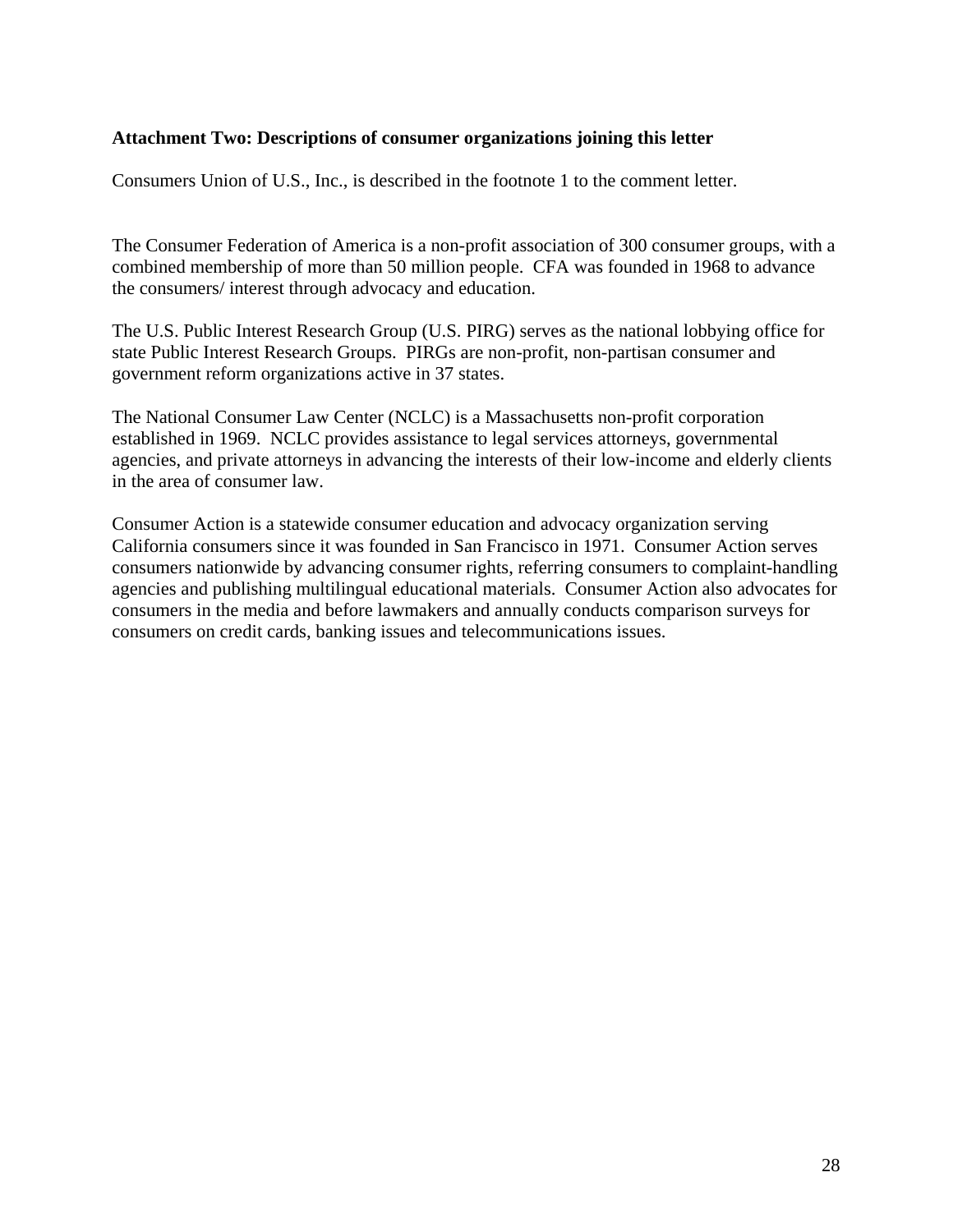**Attachment Two: Descriptions of consumer organizations joining this letter**

Consumers Union of U.S., Inc., is described in the footnote 1 to the comment letter.

The Consumer Federation of America is a non-profit association of 300 consumer groups, with a combined membership of more than 50 million people. CFA was founded in 1968 to advance the consumers/ interest through advocacy and education.

The U.S. Public Interest Research Group (U.S. PIRG) serves as the national lobbying office for state Public Interest Research Groups. PIRGs are non-profit, non-partisan consumer and government reform organizations active in 37 states.

The National Consumer Law Center (NCLC) is a Massachusetts non-profit corporation established in 1969. NCLC provides assistance to legal services attorneys, governmental agencies, and private attorneys in advancing the interests of their low-income and elderly clients in the area of consumer law.

Consumer Action is a statewide consumer education and advocacy organization serving California consumers since it was founded in San Francisco in 1971. Consumer Action serves consumers nationwide by advancing consumer rights, referring consumers to complaint-handling agencies and publishing multilingual educational materials. Consumer Action also advocates for consumers in the media and before lawmakers and annually conducts comparison surveys for consumers on credit cards, banking issues and telecommunications issues.